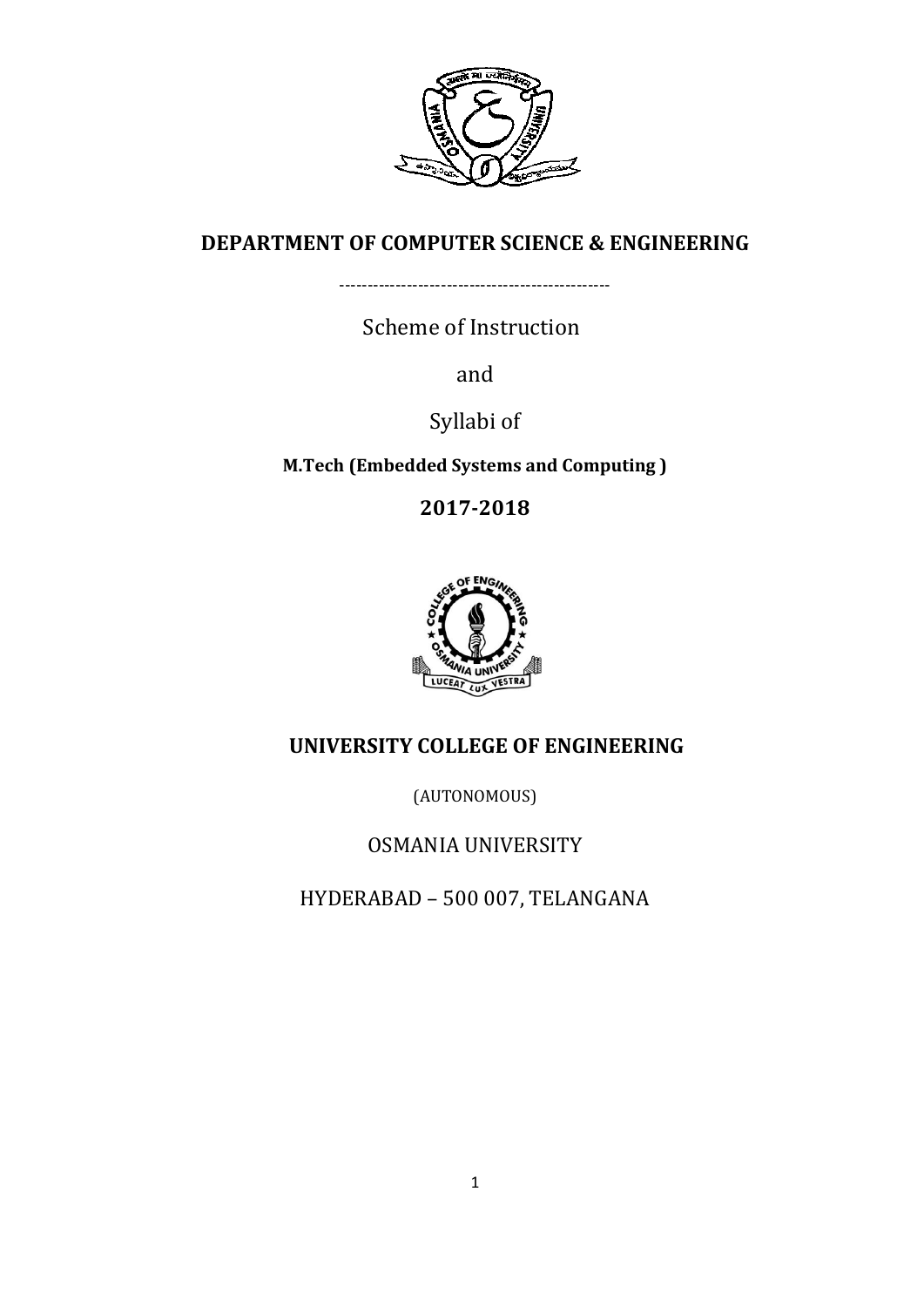# DEPARTMENT OF COMPUTER SCIENCE & ENGINEERING

-----------------------------------------------

Scheme of Instruction

and

Syllabi of

**M.Tech (Embedded Systems and Computing )**

**2017-2018**

## UNIVERSITY COLLEGE OF ENGINEERING

(AUTONOMOUS)

OSMANIA UNIVERSITY

HYDERABAD – 500 007, TELANGANA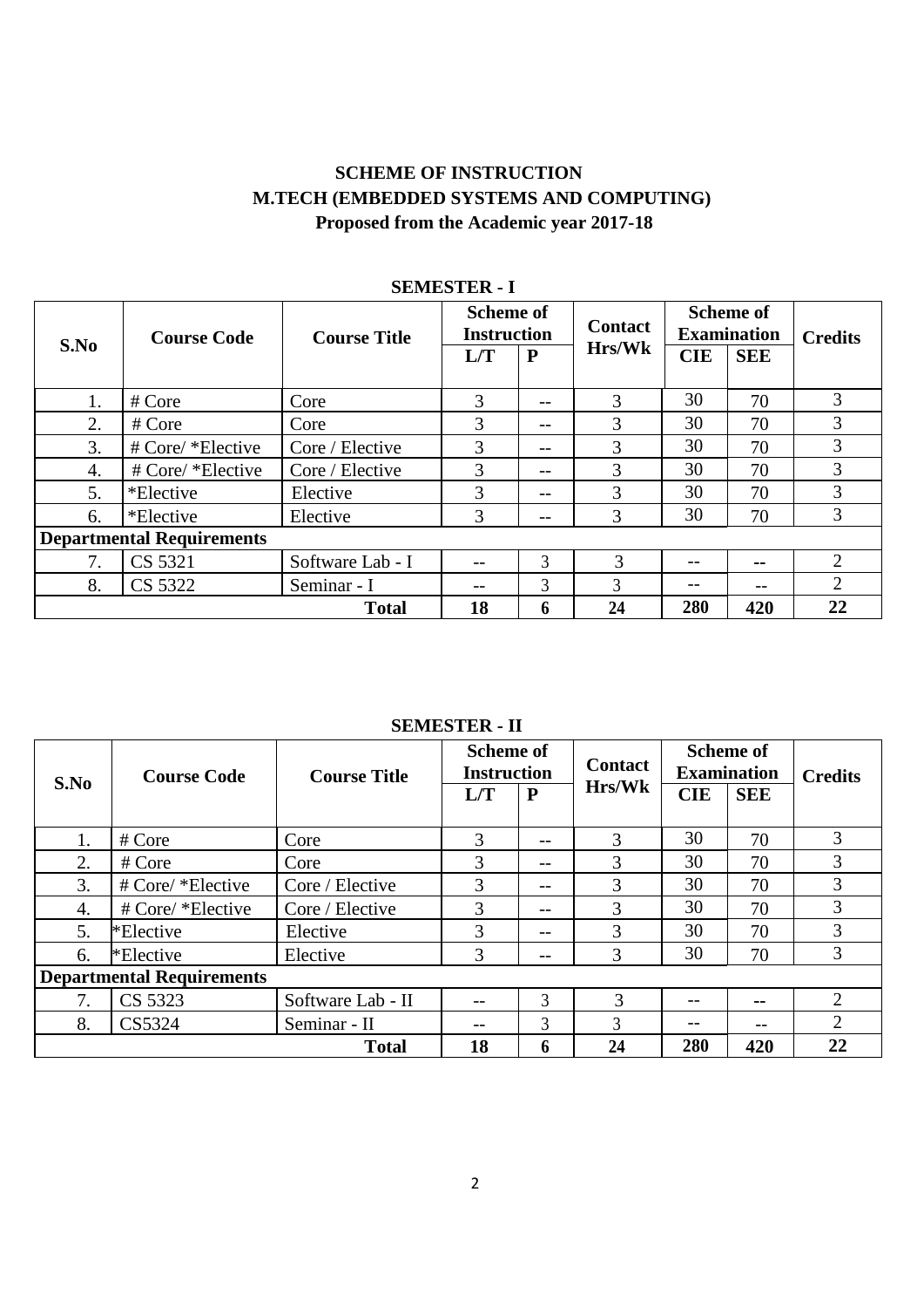# SCHEME OF INSTRUCTION
## M.TECH (EMBEDDED SYSTEMS AND COMPUTING)
### Proposed from the Academic year 2017-18

**SEMESTER - I**

| S.No | Course Code | Course Title | Scheme of Instruction | | Contact Hrs/Wk | Scheme of Examination | | Credits |
|---|---|---|---|---|---|---|---|---|
| | | | L/T | P | | CIE | SEE | |
| 1. | # Core | Core | 3 | -- | 3 | 30 | 70 | 3 |
| 2. | # Core | Core | 3 | -- | 3 | 30 | 70 | 3 |
| 3. | # Core/ *Elective | Core / Elective | 3 | -- | 3 | 30 | 70 | 3 |
| 4. | # Core/ *Elective | Core / Elective | 3 | -- | 3 | 30 | 70 | 3 |
| 5. | *Elective | Elective | 3 | -- | 3 | 30 | 70 | 3 |
| 6. | *Elective | Elective | 3 | -- | 3 | 30 | 70 | 3 |
| **Departmental Requirements** | | | | | | | | |
| 7. | CS 5321 | Software Lab - I | -- | 3 | 3 | -- | -- | 2 |
| 8. | CS 5322 | Seminar - I | -- | 3 | 3 | -- | -- | 2 |
| | | **Total** | **18** | **6** | **24** | **280** | **420** | **22** |

**SEMESTER - II**

| S.No | Course Code | Course Title | Scheme of Instruction | | Contact Hrs/Wk | Scheme of Examination | | Credits |
|---|---|---|---|---|---|---|---|---|
| | | | L/T | P | | CIE | SEE | |
| 1. | # Core | Core | 3 | -- | 3 | 30 | 70 | 3 |
| 2. | # Core | Core | 3 | -- | 3 | 30 | 70 | 3 |
| 3. | # Core/ *Elective | Core / Elective | 3 | -- | 3 | 30 | 70 | 3 |
| 4. | # Core/ *Elective | Core / Elective | 3 | -- | 3 | 30 | 70 | 3 |
| 5. | *Elective | Elective | 3 | -- | 3 | 30 | 70 | 3 |
| 6. | *Elective | Elective | 3 | -- | 3 | 30 | 70 | 3 |
| **Departmental Requirements** | | | | | | | | |
| 7. | CS 5323 | Software Lab - II | -- | 3 | 3 | -- | -- | 2 |
| 8. | CS5324 | Seminar - II | -- | 3 | 3 | -- | -- | 2 |
| | | **Total** | **18** | **6** | **24** | **280** | **420** | **22** |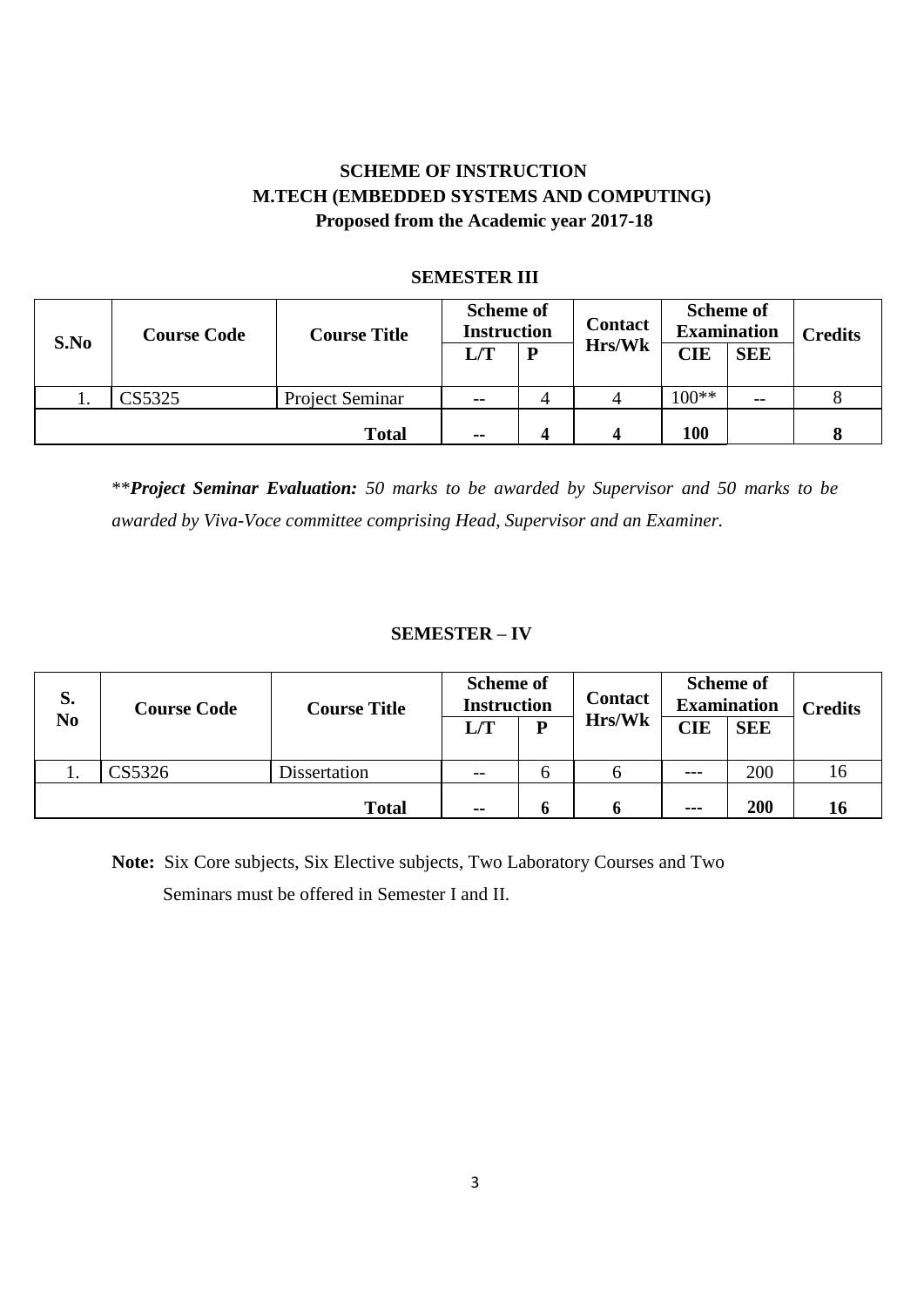## SCHEME OF INSTRUCTION
## M.TECH (EMBEDDED SYSTEMS AND COMPUTING)
### Proposed from the Academic year 2017-18

### SEMESTER III

| S.No | Course Code | Course Title | Scheme of Instruction | | Contact Hrs/Wk | Scheme of Examination | | Credits |
|---|---|---|---|---|---|---|---|---|
| | | | L/T | P | | CIE | SEE | |
| 1. | CS5325 | Project Seminar | -- | 4 | 4 | 100** | -- | 8 |
| | | **Total** | **--** | **4** | **4** | **100** | | **8** |

***Project Seminar Evaluation:*** *50 marks to be awarded by Supervisor and 50 marks to be awarded by Viva-Voce committee comprising Head, Supervisor and an Examiner.*

### SEMESTER – IV

| S. No | Course Code | Course Title | Scheme of Instruction | | Contact Hrs/Wk | Scheme of Examination | | Credits |
|---|---|---|---|---|---|---|---|---|
| | | | L/T | P | | CIE | SEE | |
| 1. | CS5326 | Dissertation | -- | 6 | 6 | --- | 200 | 16 |
| | | **Total** | **--** | **6** | **6** | **---** | **200** | **16** |

**Note:** Six Core subjects, Six Elective subjects, Two Laboratory Courses and Two Seminars must be offered in Semester I and II.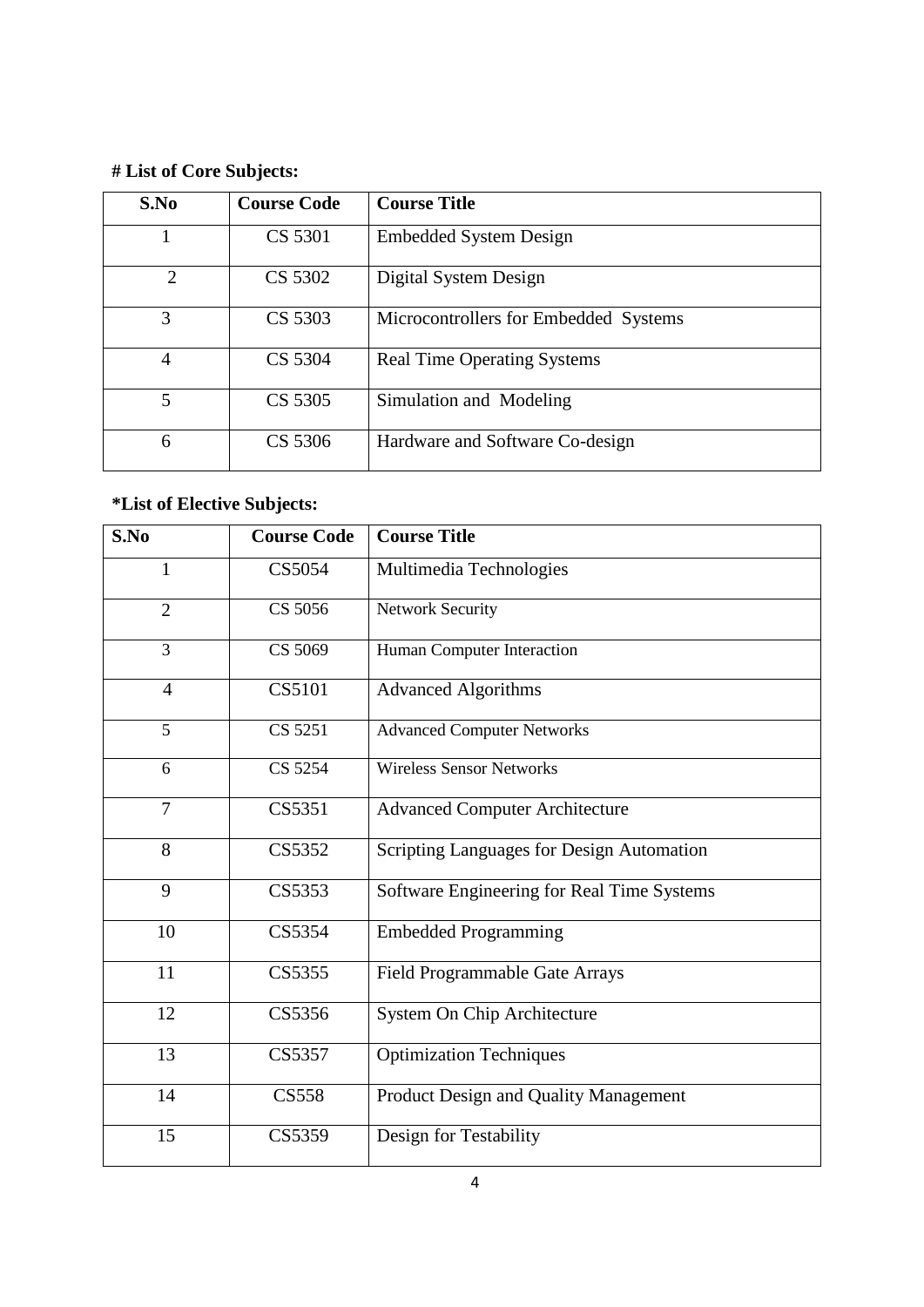**# List of Core Subjects:**

| S.No | Course Code | Course Title |
|---|---|---|
| 1 | CS 5301 | Embedded System Design |
| 2 | CS 5302 | Digital System Design |
| 3 | CS 5303 | Microcontrollers for Embedded Systems |
| 4 | CS 5304 | Real Time Operating Systems |
| 5 | CS 5305 | Simulation and Modeling |
| 6 | CS 5306 | Hardware and Software Co-design |

**\*List of Elective Subjects:**

| S.No | Course Code | Course Title |
|---|---|---|
| 1 | CS5054 | Multimedia Technologies |
| 2 | CS 5056 | Network Security |
| 3 | CS 5069 | Human Computer Interaction |
| 4 | CS5101 | Advanced Algorithms |
| 5 | CS 5251 | Advanced Computer Networks |
| 6 | CS 5254 | Wireless Sensor Networks |
| 7 | CS5351 | Advanced Computer Architecture |
| 8 | CS5352 | Scripting Languages for Design Automation |
| 9 | CS5353 | Software Engineering for Real Time Systems |
| 10 | CS5354 | Embedded Programming |
| 11 | CS5355 | Field Programmable Gate Arrays |
| 12 | CS5356 | System On Chip Architecture |
| 13 | CS5357 | Optimization Techniques |
| 14 | CS558 | Product Design and Quality Management |
| 15 | CS5359 | Design for Testability |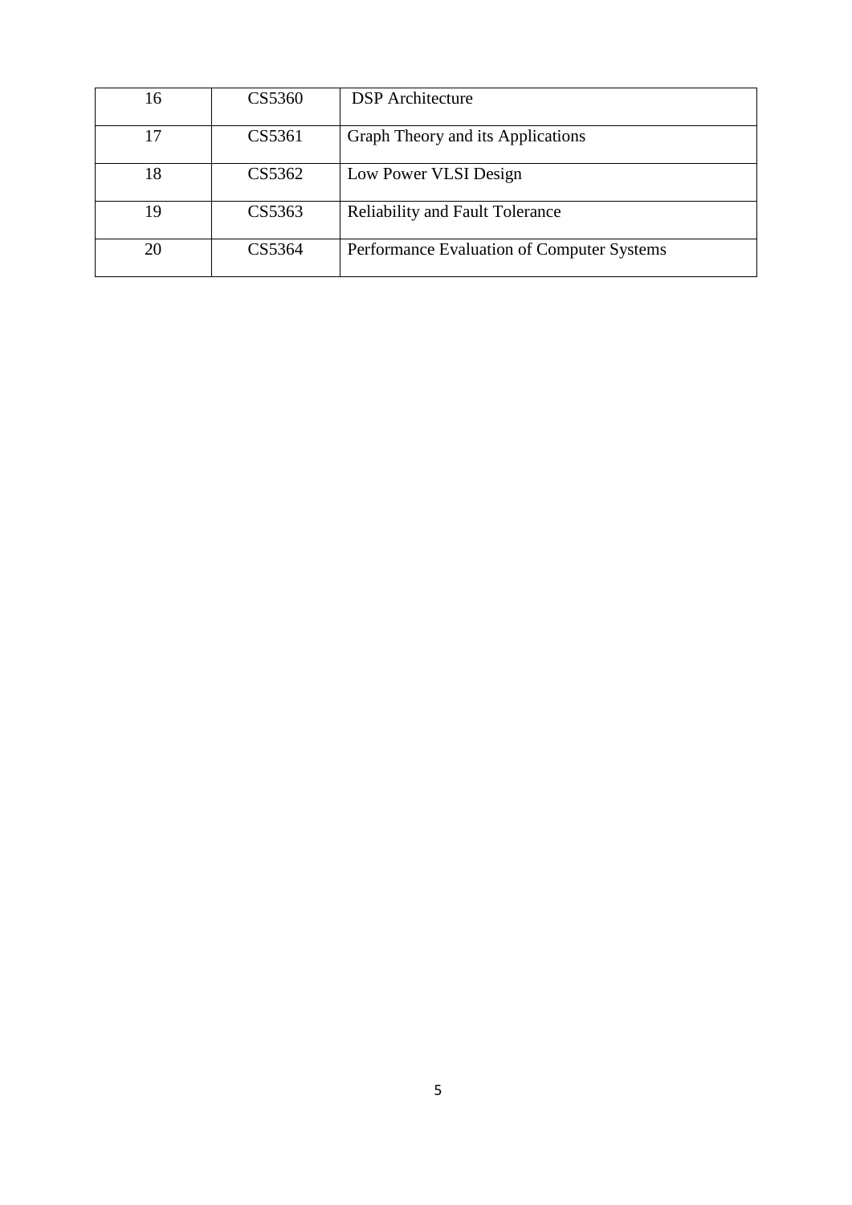| 16 | CS5360 | DSP Architecture |
|---|---|---|
| 17 | CS5361 | Graph Theory and its Applications |
| 18 | CS5362 | Low Power VLSI Design |
| 19 | CS5363 | Reliability and Fault Tolerance |
| 20 | CS5364 | Performance Evaluation of Computer Systems |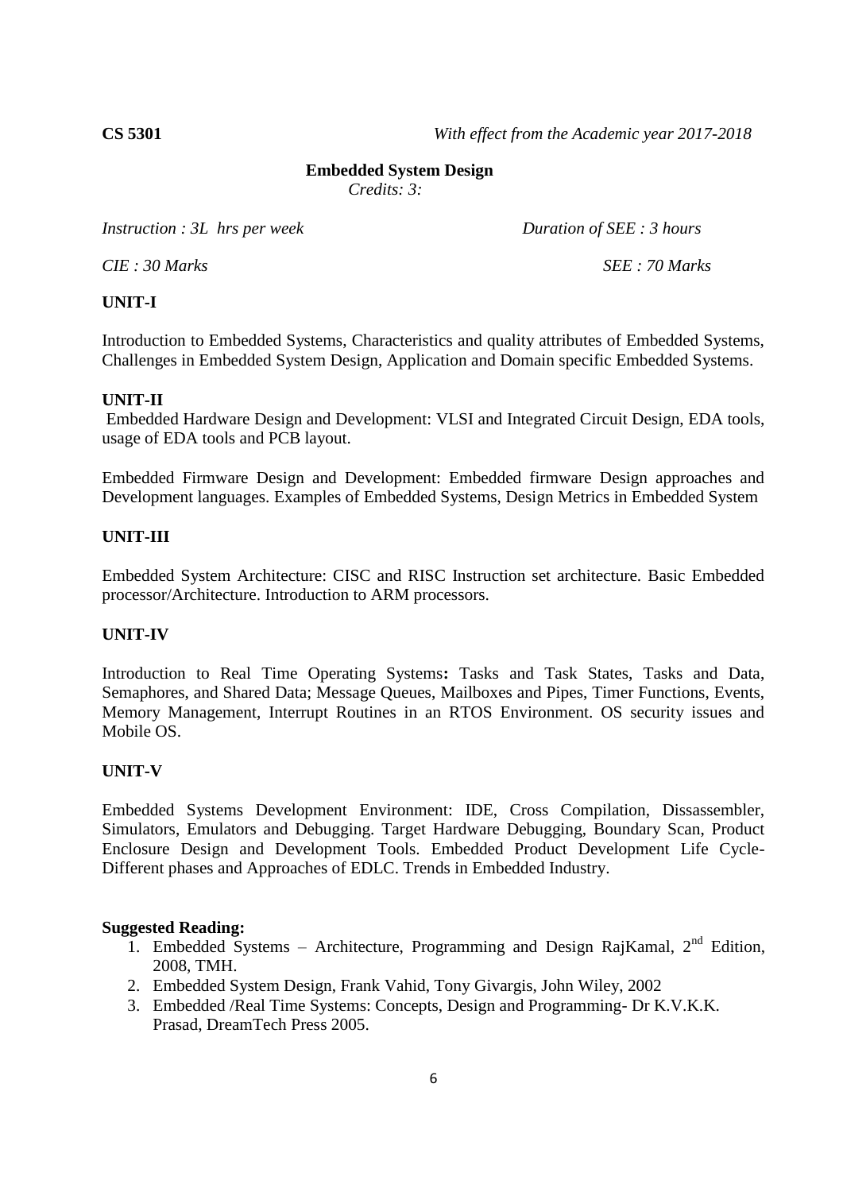**CS 5301** *With effect from the Academic year 2017-2018*

## Embedded System Design

*Credits: 3:*

*Instruction : 3L hrs per week* *Duration of SEE : 3 hours*

*CIE : 30 Marks* *SEE : 70 Marks*

### UNIT-I

Introduction to Embedded Systems, Characteristics and quality attributes of Embedded Systems, Challenges in Embedded System Design, Application and Domain specific Embedded Systems.

### UNIT-II

Embedded Hardware Design and Development: VLSI and Integrated Circuit Design, EDA tools, usage of EDA tools and PCB layout.

Embedded Firmware Design and Development: Embedded firmware Design approaches and Development languages. Examples of Embedded Systems, Design Metrics in Embedded System

### UNIT-III

Embedded System Architecture: CISC and RISC Instruction set architecture. Basic Embedded processor/Architecture. Introduction to ARM processors.

### UNIT-IV

Introduction to Real Time Operating Systems**:** Tasks and Task States, Tasks and Data, Semaphores, and Shared Data; Message Queues, Mailboxes and Pipes, Timer Functions, Events, Memory Management, Interrupt Routines in an RTOS Environment. OS security issues and Mobile OS.

### UNIT-V

Embedded Systems Development Environment: IDE, Cross Compilation, Dissassembler, Simulators, Emulators and Debugging. Target Hardware Debugging, Boundary Scan, Product Enclosure Design and Development Tools. Embedded Product Development Life Cycle- Different phases and Approaches of EDLC. Trends in Embedded Industry.

### Suggested Reading:

1. Embedded Systems – Architecture, Programming and Design RajKamal, 2nd Edition, 2008, TMH.
2. Embedded System Design, Frank Vahid, Tony Givargis, John Wiley, 2002
3. Embedded /Real Time Systems: Concepts, Design and Programming- Dr K.V.K.K. Prasad, DreamTech Press 2005.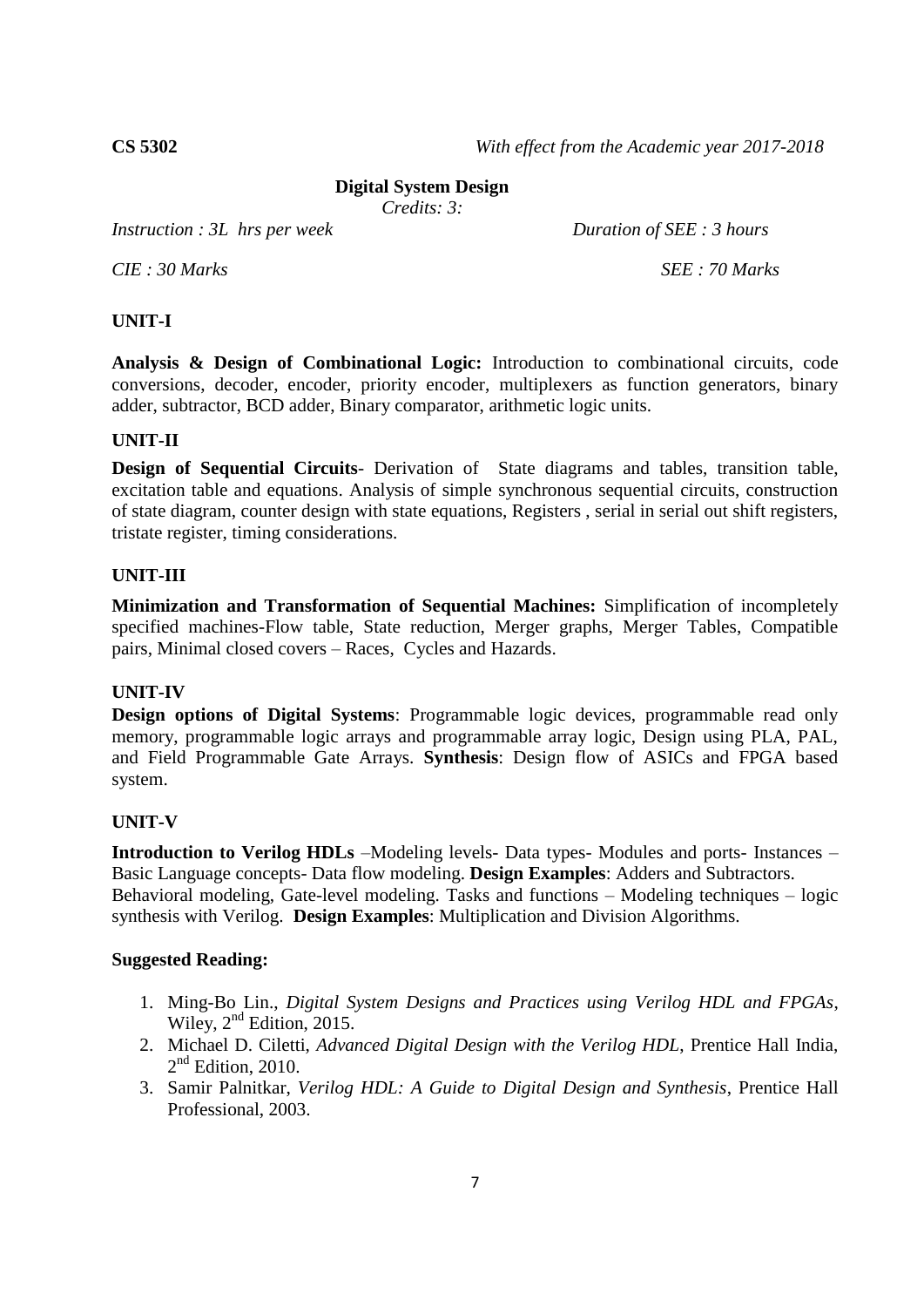**CS 5302** *With effect from the Academic year 2017-2018*

## Digital System Design

*Credits: 3:*

*Instruction : 3L hrs per week* *Duration of SEE : 3 hours*

*CIE : 30 Marks* *SEE : 70 Marks*

### UNIT-I

**Analysis & Design of Combinational Logic:** Introduction to combinational circuits, code conversions, decoder, encoder, priority encoder, multiplexers as function generators, binary adder, subtractor, BCD adder, Binary comparator, arithmetic logic units.

### UNIT-II

**Design of Sequential Circuits**- Derivation of State diagrams and tables, transition table, excitation table and equations. Analysis of simple synchronous sequential circuits, construction of state diagram, counter design with state equations, Registers , serial in serial out shift registers, tristate register, timing considerations.

### UNIT-III

**Minimization and Transformation of Sequential Machines:** Simplification of incompletely specified machines-Flow table, State reduction, Merger graphs, Merger Tables, Compatible pairs, Minimal closed covers – Races, Cycles and Hazards.

### UNIT-IV

**Design options of Digital Systems**: Programmable logic devices, programmable read only memory, programmable logic arrays and programmable array logic, Design using PLA, PAL, and Field Programmable Gate Arrays. **Synthesis**: Design flow of ASICs and FPGA based system.

### UNIT-V

**Introduction to Verilog HDLs** –Modeling levels- Data types- Modules and ports- Instances – Basic Language concepts- Data flow modeling. **Design Examples**: Adders and Subtractors. Behavioral modeling, Gate-level modeling. Tasks and functions – Modeling techniques – logic synthesis with Verilog. **Design Examples**: Multiplication and Division Algorithms.

### Suggested Reading:

1. Ming-Bo Lin., *Digital System Designs and Practices using Verilog HDL and FPGAs*, Wiley, 2nd Edition, 2015.
2. Michael D. Ciletti, *Advanced Digital Design with the Verilog HDL*, Prentice Hall India, 2nd Edition, 2010.
3. Samir Palnitkar, *Verilog HDL: A Guide to Digital Design and Synthesis*, Prentice Hall Professional, 2003.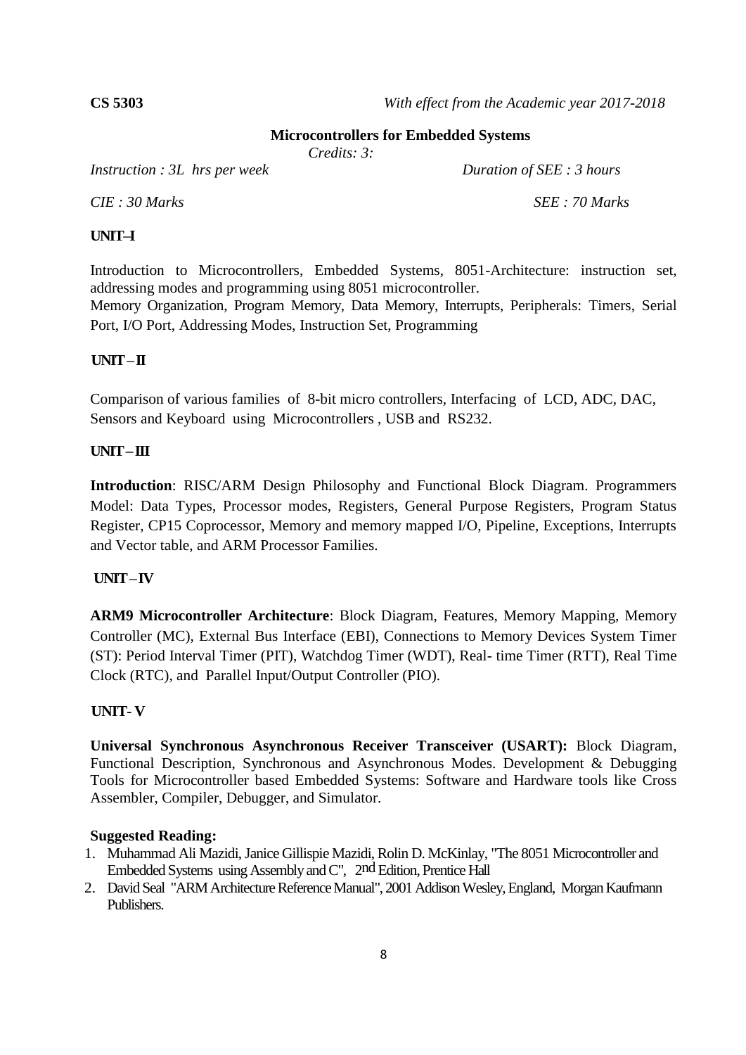**CS 5303** *With effect from the Academic year 2017-2018*

## Microcontrollers for Embedded Systems

*Credits: 3:*

*Instruction : 3L hrs per week* *Duration of SEE : 3 hours*

*CIE : 30 Marks* *SEE : 70 Marks*

### UNIT–I

Introduction to Microcontrollers, Embedded Systems, 8051-Architecture: instruction set, addressing modes and programming using 8051 microcontroller.
Memory Organization, Program Memory, Data Memory, Interrupts, Peripherals: Timers, Serial Port, I/O Port, Addressing Modes, Instruction Set, Programming

### UNIT – II

Comparison of various families of 8-bit micro controllers, Interfacing of LCD, ADC, DAC, Sensors and Keyboard using Microcontrollers , USB and RS232.

### UNIT – III

**Introduction**: RISC/ARM Design Philosophy and Functional Block Diagram. Programmers Model: Data Types, Processor modes, Registers, General Purpose Registers, Program Status Register, CP15 Coprocessor, Memory and memory mapped I/O, Pipeline, Exceptions, Interrupts and Vector table, and ARM Processor Families.

### UNIT – IV

**ARM9 Microcontroller Architecture**: Block Diagram, Features, Memory Mapping, Memory Controller (MC), External Bus Interface (EBI), Connections to Memory Devices System Timer (ST): Period Interval Timer (PIT), Watchdog Timer (WDT), Real- time Timer (RTT), Real Time Clock (RTC), and Parallel Input/Output Controller (PIO).

### UNIT- V

**Universal Synchronous Asynchronous Receiver Transceiver (USART):** Block Diagram, Functional Description, Synchronous and Asynchronous Modes. Development & Debugging Tools for Microcontroller based Embedded Systems: Software and Hardware tools like Cross Assembler, Compiler, Debugger, and Simulator.

### Suggested Reading:

1. Muhammad Ali Mazidi, Janice Gillispie Mazidi, Rolin D. McKinlay, "The 8051 Microcontroller and Embedded Systems using Assembly and C", 2nd Edition, Prentice Hall
2. David Seal "ARM Architecture Reference Manual", 2001 Addison Wesley, England, Morgan Kaufmann Publishers.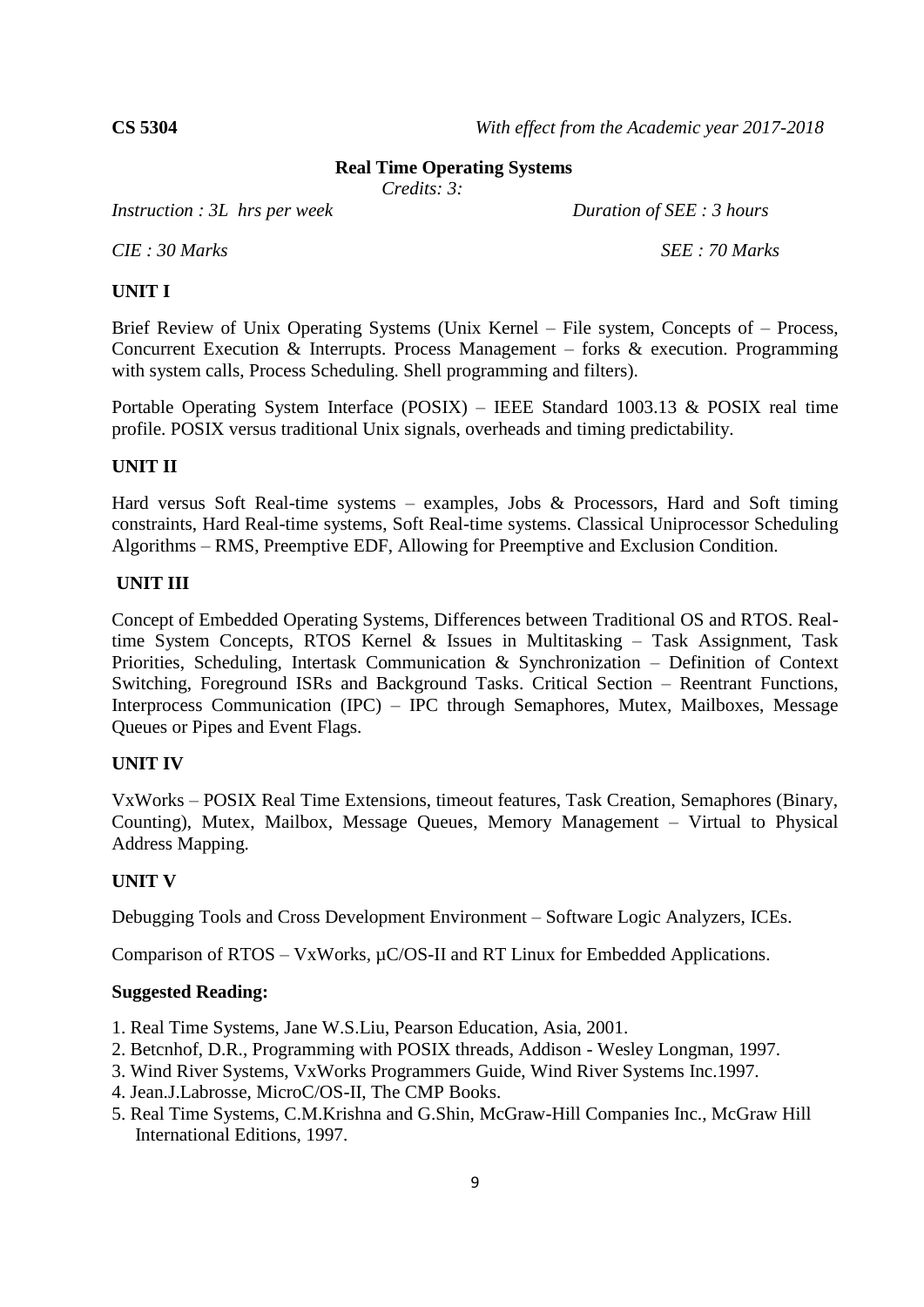**CS 5304** *With effect from the Academic year 2017-2018*

## Real Time Operating Systems

*Credits: 3:*

*Instruction : 3L hrs per week* *Duration of SEE : 3 hours*

*CIE : 30 Marks* *SEE : 70 Marks*

### UNIT I

Brief Review of Unix Operating Systems (Unix Kernel – File system, Concepts of – Process, Concurrent Execution & Interrupts. Process Management – forks & execution. Programming with system calls, Process Scheduling. Shell programming and filters).

Portable Operating System Interface (POSIX) – IEEE Standard 1003.13 & POSIX real time profile. POSIX versus traditional Unix signals, overheads and timing predictability.

### UNIT II

Hard versus Soft Real-time systems – examples, Jobs & Processors, Hard and Soft timing constraints, Hard Real-time systems, Soft Real-time systems. Classical Uniprocessor Scheduling Algorithms – RMS, Preemptive EDF, Allowing for Preemptive and Exclusion Condition.

### UNIT III

Concept of Embedded Operating Systems, Differences between Traditional OS and RTOS. Real-time System Concepts, RTOS Kernel & Issues in Multitasking – Task Assignment, Task Priorities, Scheduling, Intertask Communication & Synchronization – Definition of Context Switching, Foreground ISRs and Background Tasks. Critical Section – Reentrant Functions, Interprocess Communication (IPC) – IPC through Semaphores, Mutex, Mailboxes, Message Queues or Pipes and Event Flags.

### UNIT IV

VxWorks – POSIX Real Time Extensions, timeout features, Task Creation, Semaphores (Binary, Counting), Mutex, Mailbox, Message Queues, Memory Management – Virtual to Physical Address Mapping.

### UNIT V

Debugging Tools and Cross Development Environment – Software Logic Analyzers, ICEs.

Comparison of RTOS – VxWorks, µC/OS-II and RT Linux for Embedded Applications.

### Suggested Reading:

1. Real Time Systems, Jane W.S.Liu, Pearson Education, Asia, 2001.
2. Betcnhof, D.R., Programming with POSIX threads, Addison - Wesley Longman, 1997.
3. Wind River Systems, VxWorks Programmers Guide, Wind River Systems Inc.1997.
4. Jean.J.Labrosse, MicroC/OS-II, The CMP Books.
5. Real Time Systems, C.M.Krishna and G.Shin, McGraw-Hill Companies Inc., McGraw Hill International Editions, 1997.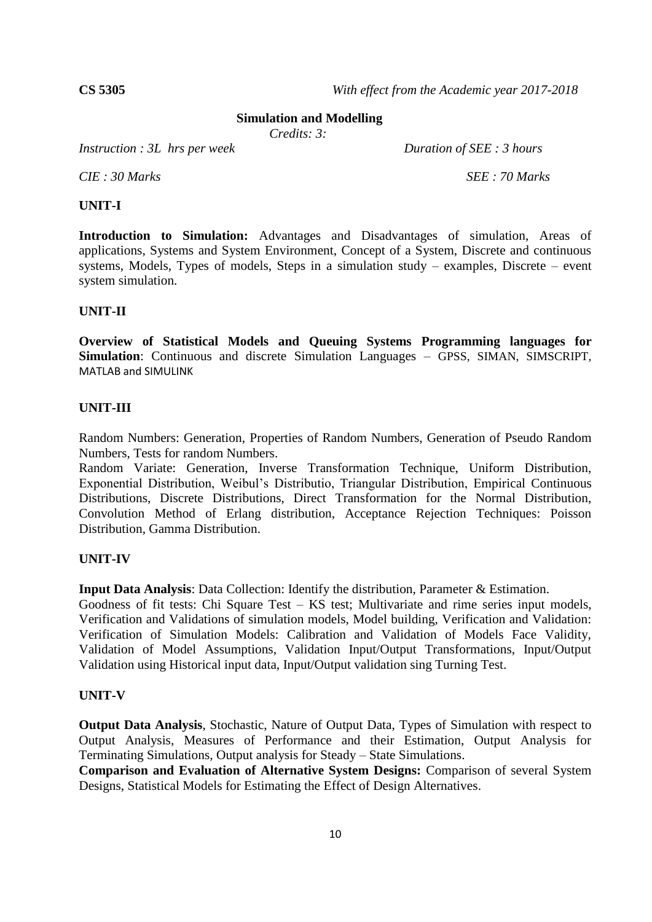**CS 5305** *With effect from the Academic year 2017-2018*

## Simulation and Modelling

*Credits: 3:*

*Instruction : 3L hrs per week* *Duration of SEE : 3 hours*

*CIE : 30 Marks* *SEE : 70 Marks*

### UNIT-I

**Introduction to Simulation:** Advantages and Disadvantages of simulation, Areas of applications, Systems and System Environment, Concept of a System, Discrete and continuous systems, Models, Types of models, Steps in a simulation study – examples, Discrete – event system simulation.

### UNIT-II

**Overview of Statistical Models and Queuing Systems Programming languages for Simulation**: Continuous and discrete Simulation Languages – GPSS, SIMAN, SIMSCRIPT, MATLAB and SIMULINK

### UNIT-III

Random Numbers: Generation, Properties of Random Numbers, Generation of Pseudo Random Numbers, Tests for random Numbers.

Random Variate: Generation, Inverse Transformation Technique, Uniform Distribution, Exponential Distribution, Weibul's Distributio, Triangular Distribution, Empirical Continuous Distributions, Discrete Distributions, Direct Transformation for the Normal Distribution, Convolution Method of Erlang distribution, Acceptance Rejection Techniques: Poisson Distribution, Gamma Distribution.

### UNIT-IV

**Input Data Analysis**: Data Collection: Identify the distribution, Parameter & Estimation.

Goodness of fit tests: Chi Square Test – KS test; Multivariate and rime series input models, Verification and Validations of simulation models, Model building, Verification and Validation: Verification of Simulation Models: Calibration and Validation of Models Face Validity, Validation of Model Assumptions, Validation Input/Output Transformations, Input/Output Validation using Historical input data, Input/Output validation sing Turning Test.

### UNIT-V

**Output Data Analysis**, Stochastic, Nature of Output Data, Types of Simulation with respect to Output Analysis, Measures of Performance and their Estimation, Output Analysis for Terminating Simulations, Output analysis for Steady – State Simulations.

**Comparison and Evaluation of Alternative System Designs:** Comparison of several System Designs, Statistical Models for Estimating the Effect of Design Alternatives.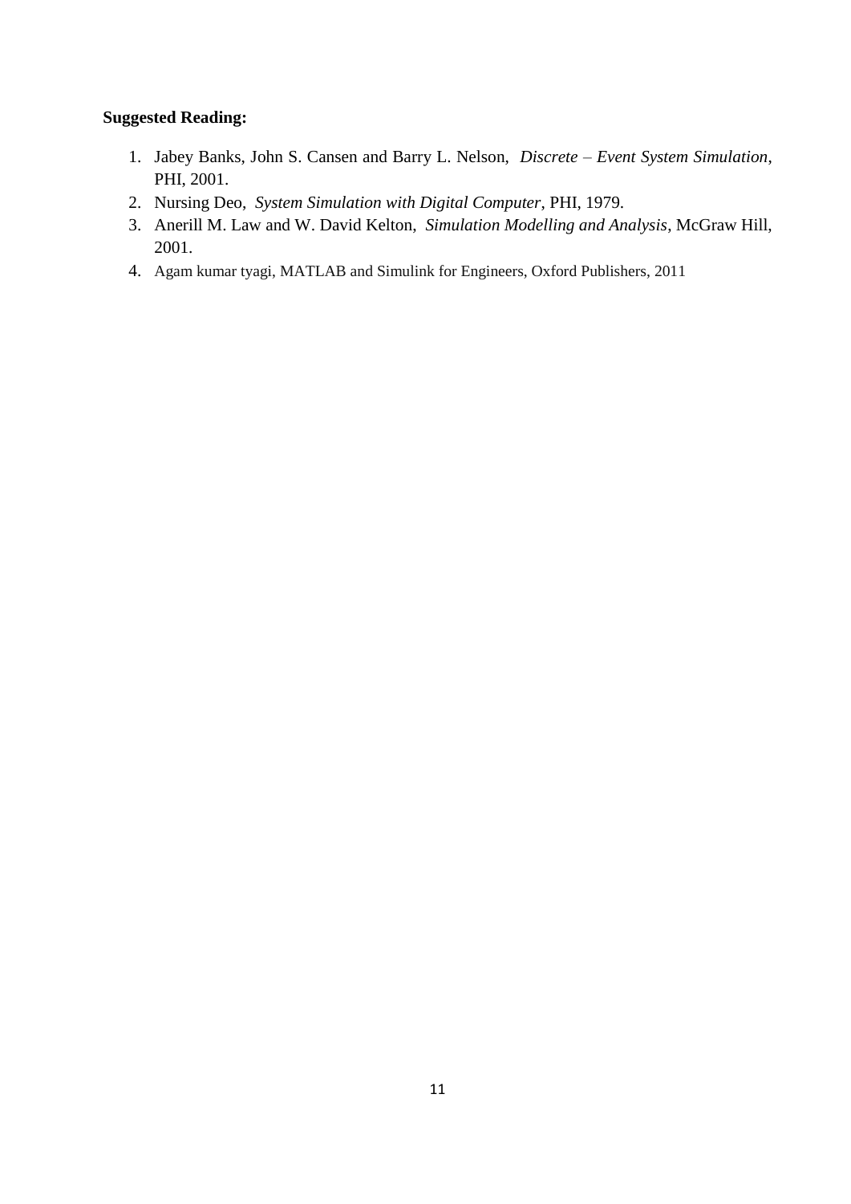**Suggested Reading:**

1. Jabey Banks, John S. Cansen and Barry L. Nelson, *Discrete – Event System Simulation*, PHI, 2001.
2. Nursing Deo, *System Simulation with Digital Computer*, PHI, 1979.
3. Anerill M. Law and W. David Kelton, *Simulation Modelling and Analysis*, McGraw Hill, 2001.
4. Agam kumar tyagi, MATLAB and Simulink for Engineers, Oxford Publishers, 2011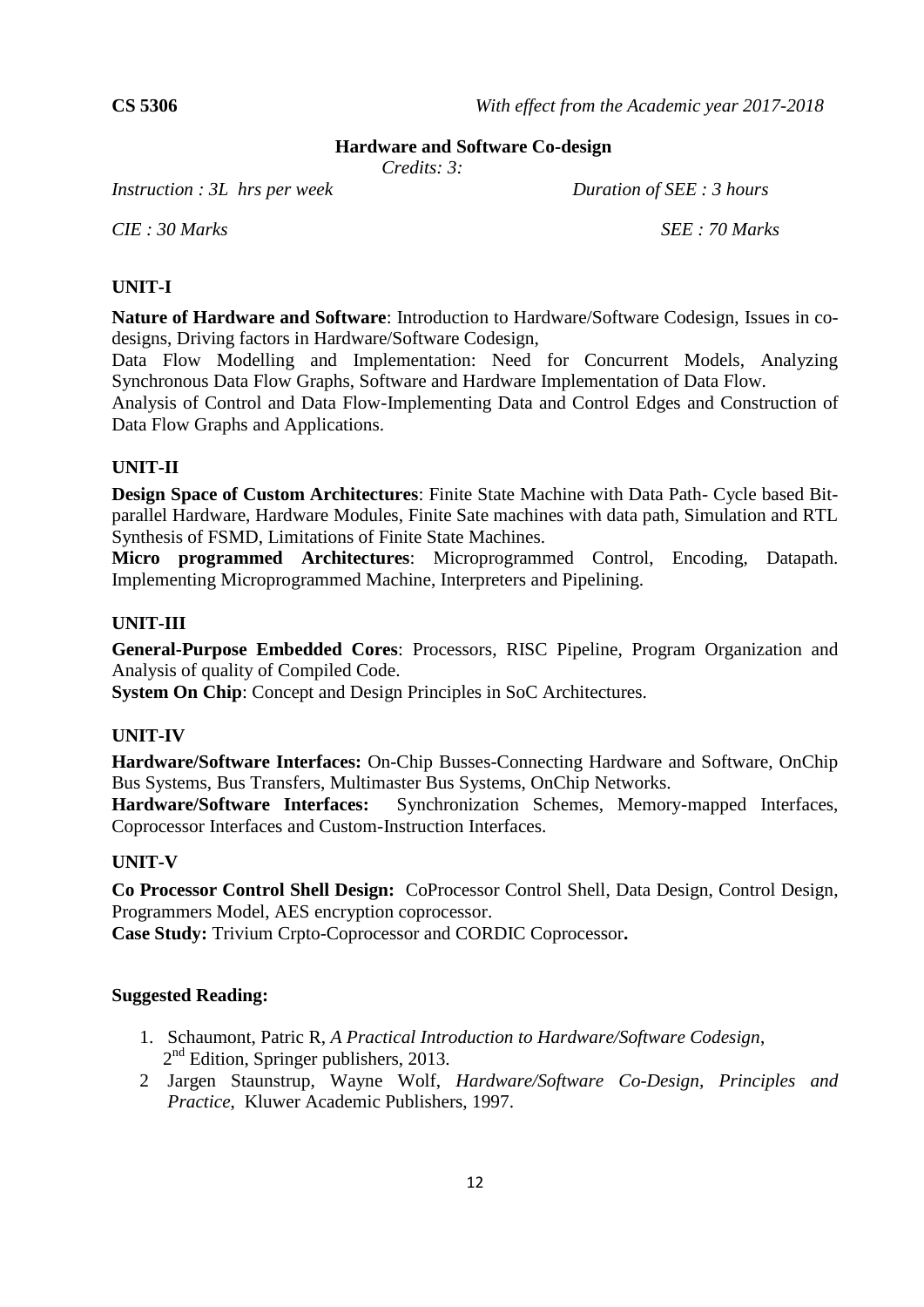**CS 5306** *With effect from the Academic year 2017-2018*

## Hardware and Software Co-design

*Credits: 3:*

*Instruction : 3L hrs per week* *Duration of SEE : 3 hours*

*CIE : 30 Marks* *SEE : 70 Marks*

### UNIT-I

**Nature of Hardware and Software**: Introduction to Hardware/Software Codesign, Issues in co-designs, Driving factors in Hardware/Software Codesign,

Data Flow Modelling and Implementation: Need for Concurrent Models, Analyzing Synchronous Data Flow Graphs, Software and Hardware Implementation of Data Flow.

Analysis of Control and Data Flow-Implementing Data and Control Edges and Construction of Data Flow Graphs and Applications.

### UNIT-II

**Design Space of Custom Architectures**: Finite State Machine with Data Path- Cycle based Bit-parallel Hardware, Hardware Modules, Finite Sate machines with data path, Simulation and RTL Synthesis of FSMD, Limitations of Finite State Machines.

**Micro programmed Architectures**: Microprogrammed Control, Encoding, Datapath. Implementing Microprogrammed Machine, Interpreters and Pipelining.

### UNIT-III

**General-Purpose Embedded Cores**: Processors, RISC Pipeline, Program Organization and Analysis of quality of Compiled Code.

**System On Chip**: Concept and Design Principles in SoC Architectures.

### UNIT-IV

**Hardware/Software Interfaces:** On-Chip Busses-Connecting Hardware and Software, OnChip Bus Systems, Bus Transfers, Multimaster Bus Systems, OnChip Networks.

**Hardware/Software Interfaces:** Synchronization Schemes, Memory-mapped Interfaces, Coprocessor Interfaces and Custom-Instruction Interfaces.

### UNIT-V

**Co Processor Control Shell Design:** CoProcessor Control Shell, Data Design, Control Design, Programmers Model, AES encryption coprocessor.

**Case Study:** Trivium Crpto-Coprocessor and CORDIC Coprocessor**.**

### Suggested Reading:

1. Schaumont, Patric R, *A Practical Introduction to Hardware/Software Codesign*, 2nd Edition, Springer publishers, 2013.
2. Jargen Staunstrup, Wayne Wolf, *Hardware/Software Co-Design, Principles and Practice*, Kluwer Academic Publishers, 1997.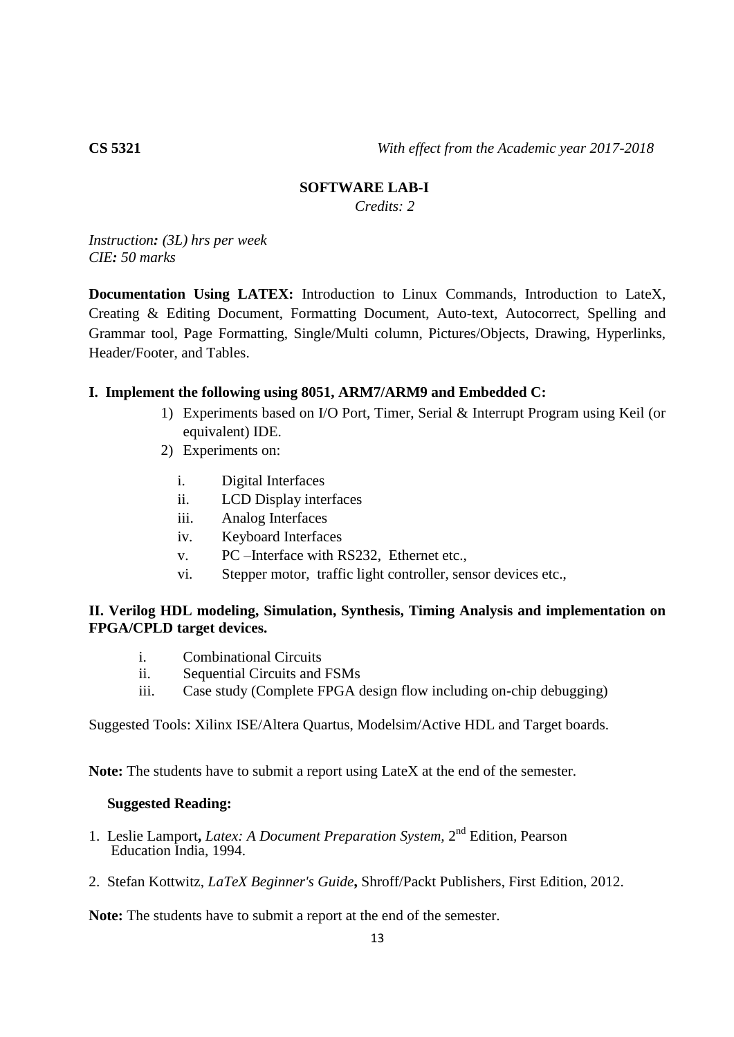**CS 5321** *With effect from the Academic year 2017-2018*

## SOFTWARE LAB-I

*Credits: 2*

*Instruction: (3L) hrs per week*
*CIE: 50 marks*

**Documentation Using LATEX:** Introduction to Linux Commands, Introduction to LateX, Creating & Editing Document, Formatting Document, Auto-text, Autocorrect, Spelling and Grammar tool, Page Formatting, Single/Multi column, Pictures/Objects, Drawing, Hyperlinks, Header/Footer, and Tables.

**I. Implement the following using 8051, ARM7/ARM9 and Embedded C:**

1) Experiments based on I/O Port, Timer, Serial & Interrupt Program using Keil (or equivalent) IDE.
2) Experiments on:

   i. Digital Interfaces
   ii. LCD Display interfaces
   iii. Analog Interfaces
   iv. Keyboard Interfaces
   v. PC –Interface with RS232, Ethernet etc.,
   vi. Stepper motor, traffic light controller, sensor devices etc.,

**II. Verilog HDL modeling, Simulation, Synthesis, Timing Analysis and implementation on FPGA/CPLD target devices.**

i. Combinational Circuits
ii. Sequential Circuits and FSMs
iii. Case study (Complete FPGA design flow including on-chip debugging)

Suggested Tools: Xilinx ISE/Altera Quartus, Modelsim/Active HDL and Target boards.

**Note:** The students have to submit a report using LateX at the end of the semester.

**Suggested Reading:**

1. Leslie Lamport**,** *Latex: A Document Preparation System,* 2nd Edition, Pearson Education India, 1994.
2. Stefan Kottwitz, *LaTeX Beginner's Guide***,** Shroff/Packt Publishers, First Edition, 2012.

**Note:** The students have to submit a report at the end of the semester.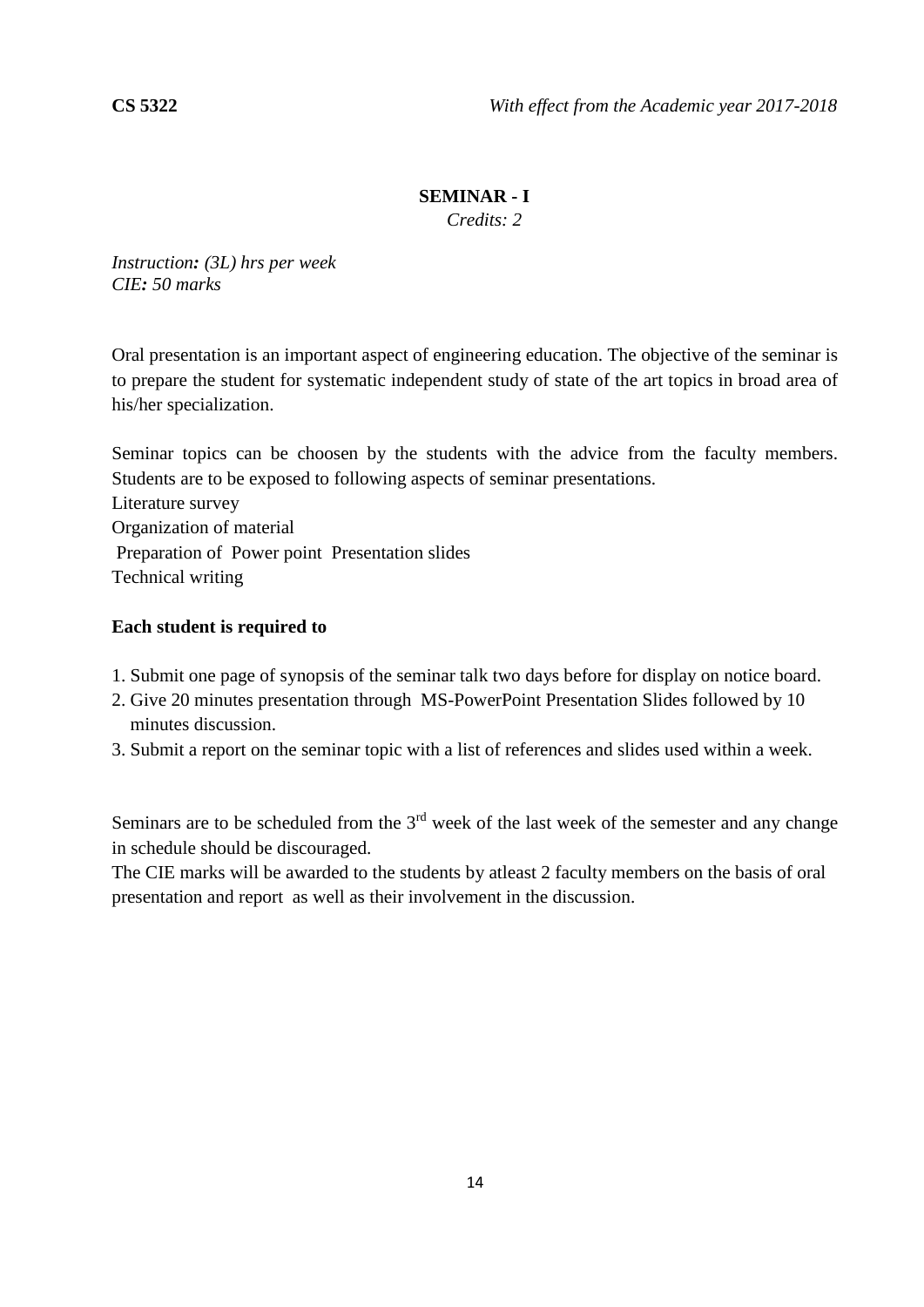**CS 5322** *With effect from the Academic year 2017-2018*

## SEMINAR - I

*Credits: 2*

*Instruction: (3L) hrs per week*
*CIE: 50 marks*

Oral presentation is an important aspect of engineering education. The objective of the seminar is to prepare the student for systematic independent study of state of the art topics in broad area of his/her specialization.

Seminar topics can be choosen by the students with the advice from the faculty members. Students are to be exposed to following aspects of seminar presentations.

Literature survey
Organization of material
Preparation of Power point Presentation slides
Technical writing

**Each student is required to**

1. Submit one page of synopsis of the seminar talk two days before for display on notice board.
2. Give 20 minutes presentation through MS-PowerPoint Presentation Slides followed by 10 minutes discussion.
3. Submit a report on the seminar topic with a list of references and slides used within a week.

Seminars are to be scheduled from the 3rd week of the last week of the semester and any change in schedule should be discouraged.

The CIE marks will be awarded to the students by atleast 2 faculty members on the basis of oral presentation and report as well as their involvement in the discussion.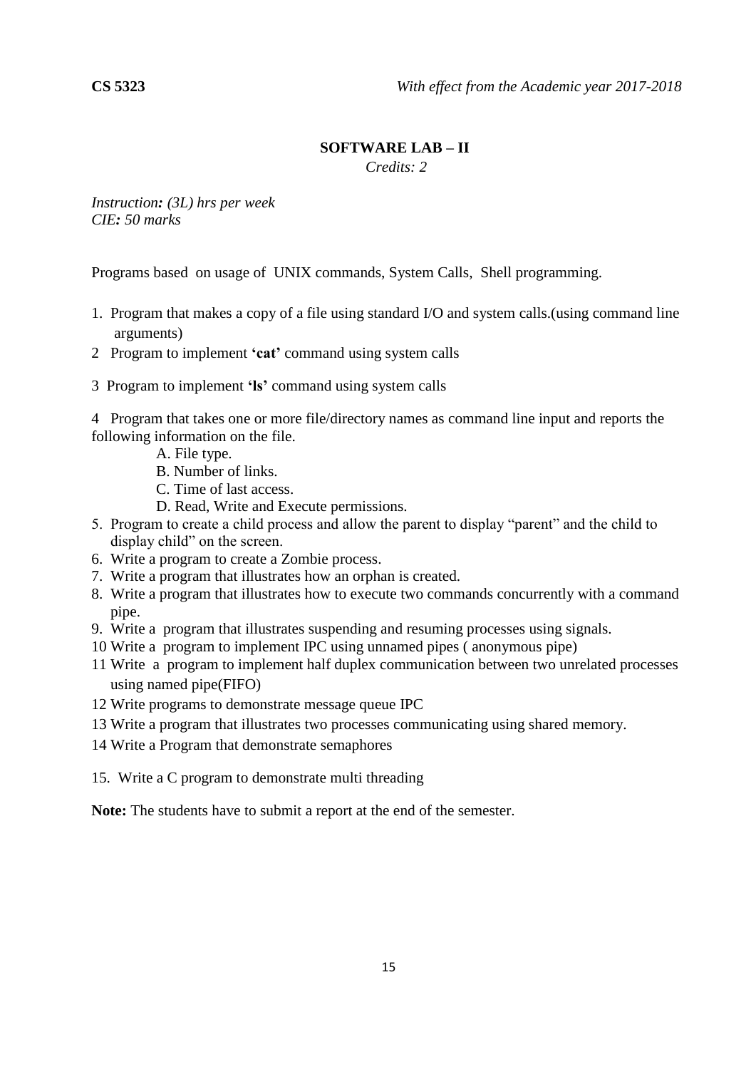**CS 5323** *With effect from the Academic year 2017-2018*

## SOFTWARE LAB – II

*Credits: 2*

*Instruction: (3L) hrs per week*
*CIE: 50 marks*

Programs based on usage of UNIX commands, System Calls, Shell programming.

1. Program that makes a copy of a file using standard I/O and system calls.(using command line arguments)
2. Program to implement **'cat'** command using system calls
3. Program to implement **'ls'** command using system calls
4. Program that takes one or more file/directory names as command line input and reports the following information on the file.
   - A. File type.
   - B. Number of links.
   - C. Time of last access.
   - D. Read, Write and Execute permissions.
5. Program to create a child process and allow the parent to display "parent" and the child to display child" on the screen.
6. Write a program to create a Zombie process.
7. Write a program that illustrates how an orphan is created.
8. Write a program that illustrates how to execute two commands concurrently with a command pipe.
9. Write a program that illustrates suspending and resuming processes using signals.
10. Write a program to implement IPC using unnamed pipes ( anonymous pipe)
11. Write a program to implement half duplex communication between two unrelated processes using named pipe(FIFO)
12. Write programs to demonstrate message queue IPC
13. Write a program that illustrates two processes communicating using shared memory.
14. Write a Program that demonstrate semaphores
15. Write a C program to demonstrate multi threading

**Note:** The students have to submit a report at the end of the semester.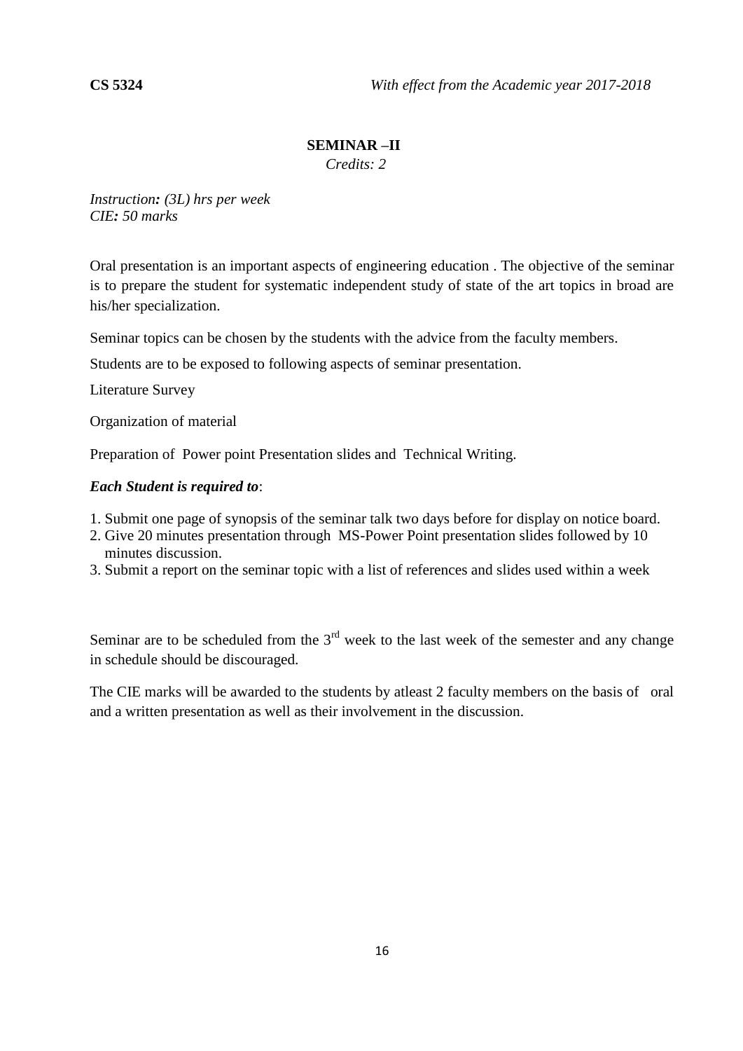**CS 5324** *With effect from the Academic year 2017-2018*

## SEMINAR –II

*Credits: 2*

*Instruction: (3L) hrs per week*
*CIE: 50 marks*

Oral presentation is an important aspects of engineering education . The objective of the seminar is to prepare the student for systematic independent study of state of the art topics in broad are his/her specialization.

Seminar topics can be chosen by the students with the advice from the faculty members.

Students are to be exposed to following aspects of seminar presentation.

Literature Survey

Organization of material

Preparation of Power point Presentation slides and Technical Writing.

***Each Student is required to***:

1. Submit one page of synopsis of the seminar talk two days before for display on notice board.
2. Give 20 minutes presentation through MS-Power Point presentation slides followed by 10 minutes discussion.
3. Submit a report on the seminar topic with a list of references and slides used within a week

Seminar are to be scheduled from the 3rd week to the last week of the semester and any change in schedule should be discouraged.

The CIE marks will be awarded to the students by atleast 2 faculty members on the basis of oral and a written presentation as well as their involvement in the discussion.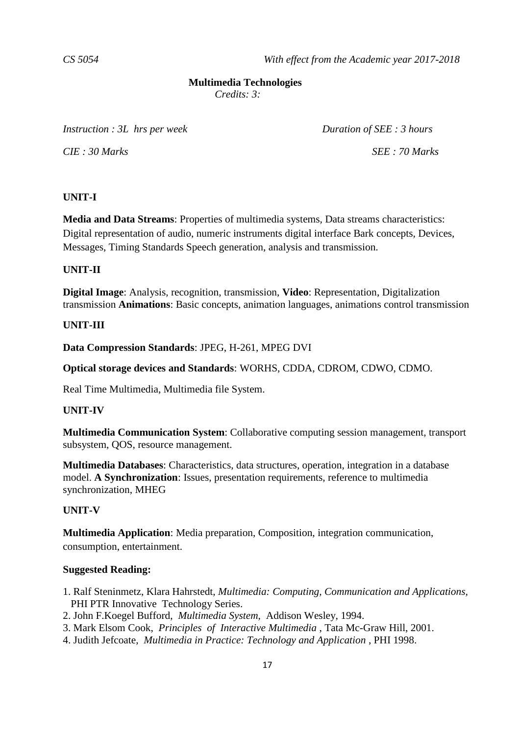*CS 5054* *With effect from the Academic year 2017-2018*

**Multimedia Technologies**

*Credits: 3:*

*Instruction : 3L hrs per week* *Duration of SEE : 3 hours*

*CIE : 30 Marks* *SEE : 70 Marks*

**UNIT-I**

**Media and Data Streams**: Properties of multimedia systems, Data streams characteristics: Digital representation of audio, numeric instruments digital interface Bark concepts, Devices, Messages, Timing Standards Speech generation, analysis and transmission.

**UNIT-II**

**Digital Image**: Analysis, recognition, transmission, **Video**: Representation, Digitalization transmission **Animations**: Basic concepts, animation languages, animations control transmission

**UNIT-III**

**Data Compression Standards**: JPEG, H-261, MPEG DVI

**Optical storage devices and Standards**: WORHS, CDDA, CDROM, CDWO, CDMO.

Real Time Multimedia, Multimedia file System.

**UNIT-IV**

**Multimedia Communication System**: Collaborative computing session management, transport subsystem, QOS, resource management.

**Multimedia Databases**: Characteristics, data structures, operation, integration in a database model. **A Synchronization**: Issues, presentation requirements, reference to multimedia synchronization, MHEG

**UNIT-V**

**Multimedia Application**: Media preparation, Composition, integration communication, consumption, entertainment.

**Suggested Reading:**

1. Ralf Steninmetz, Klara Hahrstedt, *Multimedia: Computing, Communication and Applications*, PHI PTR Innovative Technology Series.
2. John F.Koegel Bufford, *Multimedia System*, Addison Wesley, 1994.
3. Mark Elsom Cook, *Principles of Interactive Multimedia* , Tata Mc-Graw Hill, 2001.
4. Judith Jefcoate, *Multimedia in Practice: Technology and Application* , PHI 1998.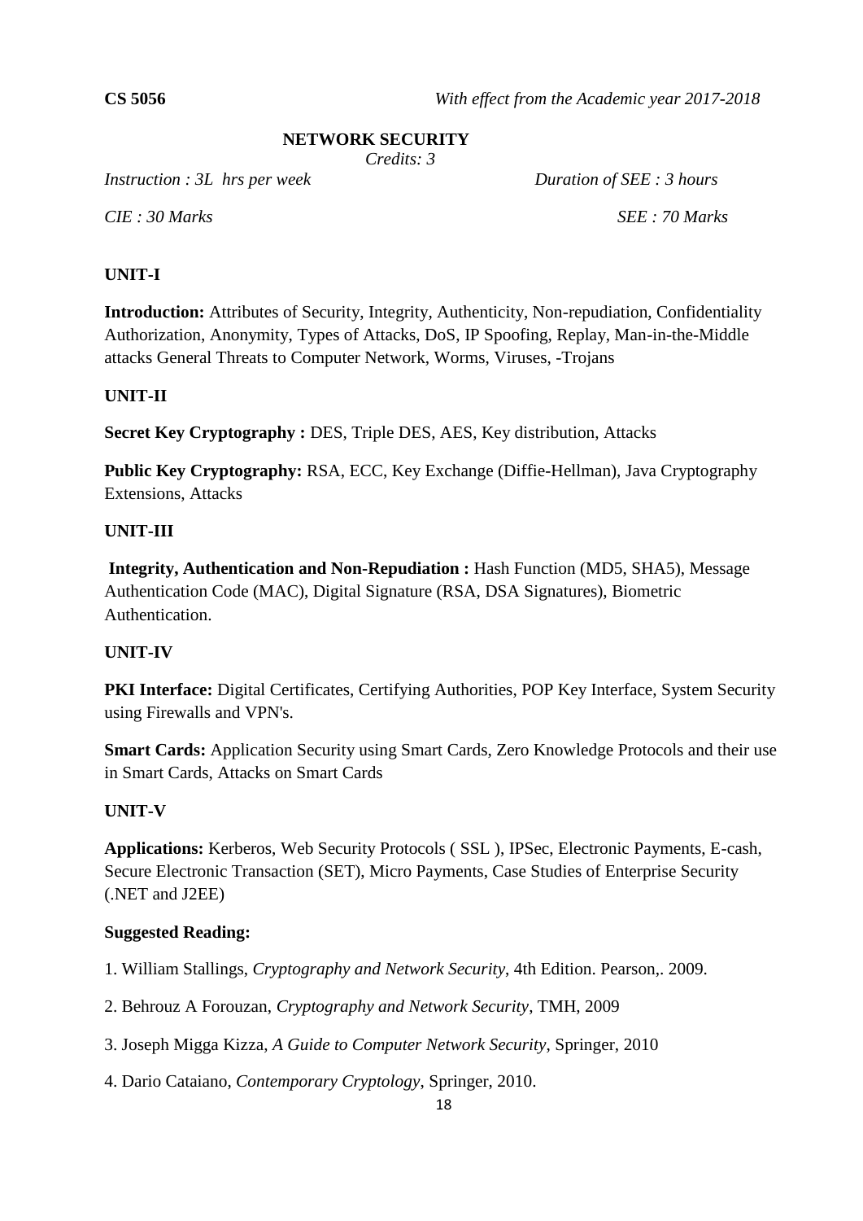**CS 5056** *With effect from the Academic year 2017-2018*

## NETWORK SECURITY

*Credits: 3*

*Instruction : 3L hrs per week* *Duration of SEE : 3 hours*

*CIE : 30 Marks* *SEE : 70 Marks*

### UNIT-I

**Introduction:** Attributes of Security, Integrity, Authenticity, Non-repudiation, Confidentiality Authorization, Anonymity, Types of Attacks, DoS, IP Spoofing, Replay, Man-in-the-Middle attacks General Threats to Computer Network, Worms, Viruses, -Trojans

### UNIT-II

**Secret Key Cryptography :** DES, Triple DES, AES, Key distribution, Attacks

**Public Key Cryptography:** RSA, ECC, Key Exchange (Diffie-Hellman), Java Cryptography Extensions, Attacks

### UNIT-III

**Integrity, Authentication and Non-Repudiation :** Hash Function (MD5, SHA5), Message Authentication Code (MAC), Digital Signature (RSA, DSA Signatures), Biometric Authentication.

### UNIT-IV

**PKI Interface:** Digital Certificates, Certifying Authorities, POP Key Interface, System Security using Firewalls and VPN's.

**Smart Cards:** Application Security using Smart Cards, Zero Knowledge Protocols and their use in Smart Cards, Attacks on Smart Cards

### UNIT-V

**Applications:** Kerberos, Web Security Protocols ( SSL ), IPSec, Electronic Payments, E-cash, Secure Electronic Transaction (SET), Micro Payments, Case Studies of Enterprise Security (.NET and J2EE)

### Suggested Reading:

1. William Stallings, *Cryptography and Network Security*, 4th Edition. Pearson,. 2009.
2. Behrouz A Forouzan, *Cryptography and Network Security*, TMH, 2009
3. Joseph Migga Kizza, *A Guide to Computer Network Security*, Springer, 2010
4. Dario Cataiano, *Contemporary Cryptology*, Springer, 2010.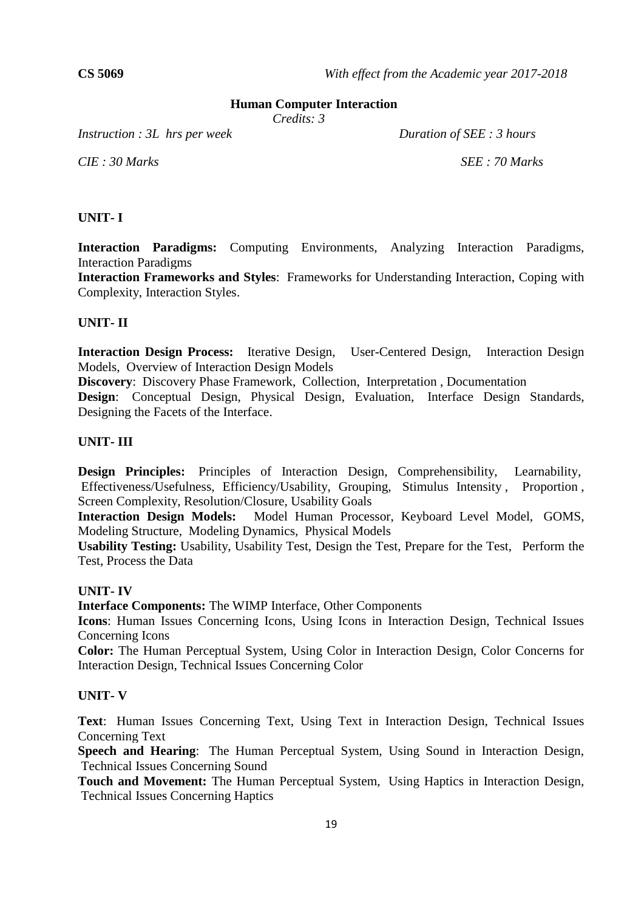**CS 5069** *With effect from the Academic year 2017-2018*

## Human Computer Interaction

*Credits: 3*

*Instruction : 3L hrs per week* *Duration of SEE : 3 hours*

*CIE : 30 Marks* *SEE : 70 Marks*

### UNIT- I

**Interaction Paradigms:** Computing Environments, Analyzing Interaction Paradigms, Interaction Paradigms

**Interaction Frameworks and Styles**: Frameworks for Understanding Interaction, Coping with Complexity, Interaction Styles.

### UNIT- II

**Interaction Design Process:** Iterative Design, User-Centered Design, Interaction Design Models, Overview of Interaction Design Models

**Discovery**: Discovery Phase Framework, Collection, Interpretation , Documentation

**Design**: Conceptual Design, Physical Design, Evaluation, Interface Design Standards, Designing the Facets of the Interface.

### UNIT- III

**Design Principles:** Principles of Interaction Design, Comprehensibility, Learnability, Effectiveness/Usefulness, Efficiency/Usability, Grouping, Stimulus Intensity , Proportion , Screen Complexity, Resolution/Closure, Usability Goals

**Interaction Design Models:** Model Human Processor, Keyboard Level Model, GOMS, Modeling Structure, Modeling Dynamics, Physical Models

**Usability Testing:** Usability, Usability Test, Design the Test, Prepare for the Test, Perform the Test, Process the Data

### UNIT- IV

**Interface Components:** The WIMP Interface, Other Components

**Icons**: Human Issues Concerning Icons, Using Icons in Interaction Design, Technical Issues Concerning Icons

**Color:** The Human Perceptual System, Using Color in Interaction Design, Color Concerns for Interaction Design, Technical Issues Concerning Color

### UNIT- V

**Text**: Human Issues Concerning Text, Using Text in Interaction Design, Technical Issues Concerning Text

**Speech and Hearing**: The Human Perceptual System, Using Sound in Interaction Design, Technical Issues Concerning Sound

**Touch and Movement:** The Human Perceptual System, Using Haptics in Interaction Design, Technical Issues Concerning Haptics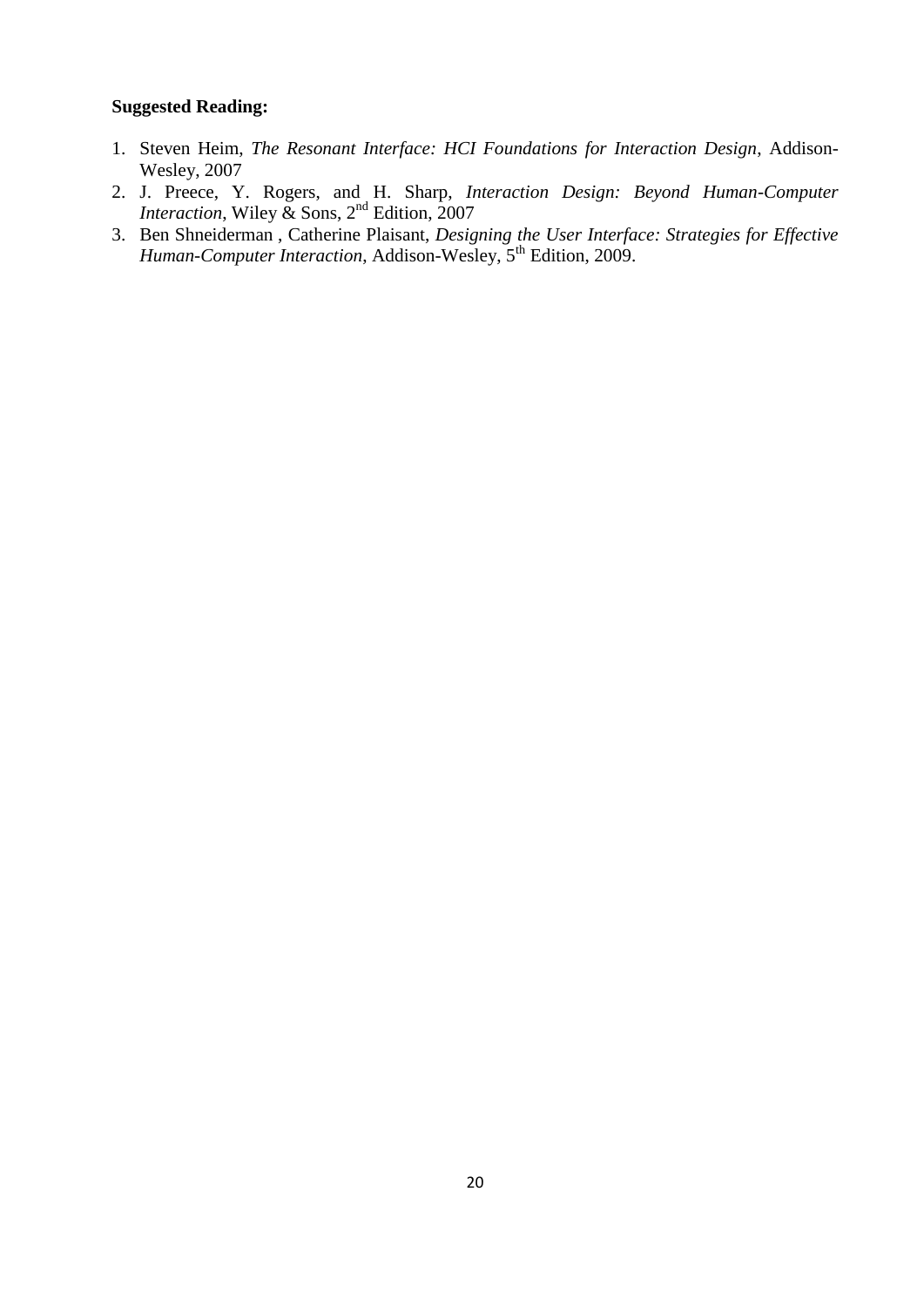**Suggested Reading:**

1. Steven Heim, *The Resonant Interface: HCI Foundations for Interaction Design*, Addison-Wesley, 2007
2. J. Preece, Y. Rogers, and H. Sharp, *Interaction Design: Beyond Human-Computer Interaction*, Wiley & Sons, 2nd Edition, 2007
3. Ben Shneiderman , Catherine Plaisant, *Designing the User Interface: Strategies for Effective Human-Computer Interaction*, Addison-Wesley, 5th Edition, 2009.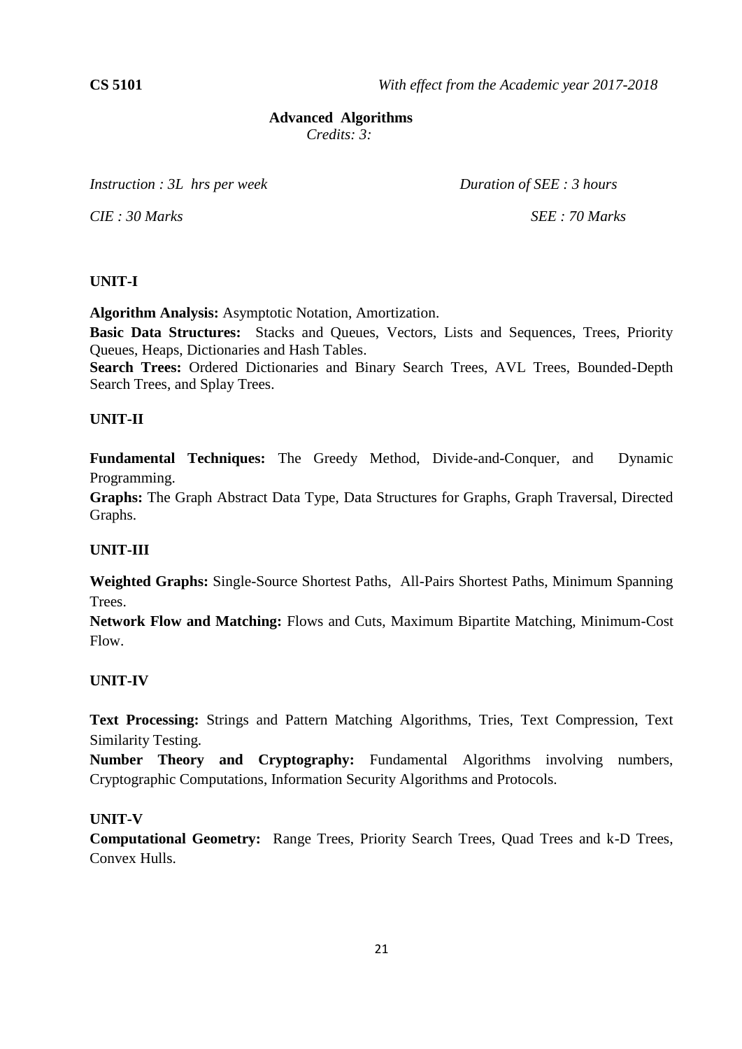**CS 5101** *With effect from the Academic year 2017-2018*

## Advanced Algorithms

*Credits: 3:*

*Instruction : 3L hrs per week* *Duration of SEE : 3 hours*

*CIE : 30 Marks* *SEE : 70 Marks*

### UNIT-I

**Algorithm Analysis:** Asymptotic Notation, Amortization.

**Basic Data Structures:** Stacks and Queues, Vectors, Lists and Sequences, Trees, Priority Queues, Heaps, Dictionaries and Hash Tables.

**Search Trees:** Ordered Dictionaries and Binary Search Trees, AVL Trees, Bounded-Depth Search Trees, and Splay Trees.

### UNIT-II

**Fundamental Techniques:** The Greedy Method, Divide-and-Conquer, and Dynamic Programming.

**Graphs:** The Graph Abstract Data Type, Data Structures for Graphs, Graph Traversal, Directed Graphs.

### UNIT-III

**Weighted Graphs:** Single-Source Shortest Paths, All-Pairs Shortest Paths, Minimum Spanning Trees.

**Network Flow and Matching:** Flows and Cuts, Maximum Bipartite Matching, Minimum-Cost Flow.

### UNIT-IV

**Text Processing:** Strings and Pattern Matching Algorithms, Tries, Text Compression, Text Similarity Testing.

**Number Theory and Cryptography:** Fundamental Algorithms involving numbers, Cryptographic Computations, Information Security Algorithms and Protocols.

### UNIT-V

**Computational Geometry:** Range Trees, Priority Search Trees, Quad Trees and k-D Trees, Convex Hulls.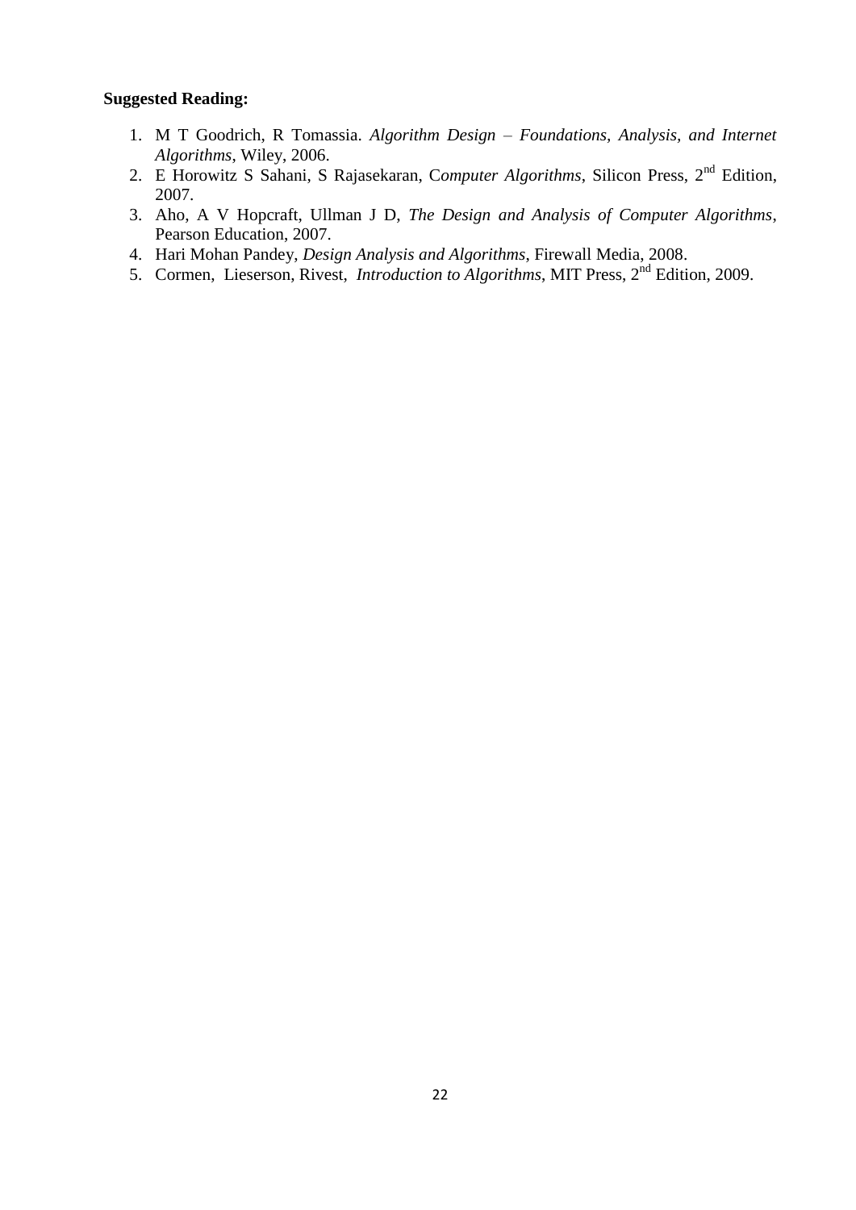**Suggested Reading:**

1. M T Goodrich, R Tomassia. *Algorithm Design – Foundations, Analysis, and Internet Algorithms*, Wiley, 2006.
2. E Horowitz S Sahani, S Rajasekaran, C*omputer Algorithms*, Silicon Press, 2nd Edition, 2007.
3. Aho, A V Hopcraft, Ullman J D, *The Design and Analysis of Computer Algorithms*, Pearson Education, 2007.
4. Hari Mohan Pandey, *Design Analysis and Algorithms*, Firewall Media, 2008.
5. Cormen, Lieserson, Rivest, *Introduction to Algorithms*, MIT Press, 2nd Edition, 2009.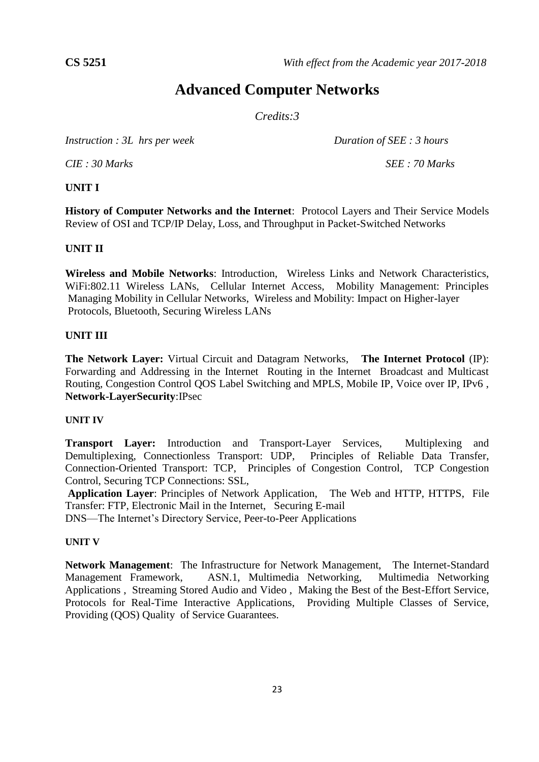**CS 5251** *With effect from the Academic year 2017-2018*

# Advanced Computer Networks

*Credits:3*

*Instruction : 3L hrs per week* *Duration of SEE : 3 hours*

*CIE : 30 Marks* *SEE : 70 Marks*

**UNIT I**

**History of Computer Networks and the Internet**: Protocol Layers and Their Service Models Review of OSI and TCP/IP Delay, Loss, and Throughput in Packet-Switched Networks

**UNIT II**

**Wireless and Mobile Networks**: Introduction, Wireless Links and Network Characteristics, WiFi:802.11 Wireless LANs, Cellular Internet Access, Mobility Management: Principles Managing Mobility in Cellular Networks, Wireless and Mobility: Impact on Higher-layer Protocols, Bluetooth, Securing Wireless LANs

**UNIT III**

**The Network Layer:** Virtual Circuit and Datagram Networks, **The Internet Protocol** (IP): Forwarding and Addressing in the Internet Routing in the Internet Broadcast and Multicast Routing, Congestion Control QOS Label Switching and MPLS, Mobile IP, Voice over IP, IPv6 , **Network-LayerSecurity**:IPsec

**UNIT IV**

**Transport Layer:** Introduction and Transport-Layer Services, Multiplexing and Demultiplexing, Connectionless Transport: UDP, Principles of Reliable Data Transfer, Connection-Oriented Transport: TCP, Principles of Congestion Control, TCP Congestion Control, Securing TCP Connections: SSL,

**Application Layer**: Principles of Network Application, The Web and HTTP, HTTPS, File Transfer: FTP, Electronic Mail in the Internet, Securing E-mail
DNS—The Internet's Directory Service, Peer-to-Peer Applications

**UNIT V**

**Network Management**: The Infrastructure for Network Management, The Internet-Standard Management Framework, ASN.1, Multimedia Networking, Multimedia Networking Applications , Streaming Stored Audio and Video , Making the Best of the Best-Effort Service, Protocols for Real-Time Interactive Applications, Providing Multiple Classes of Service, Providing (QOS) Quality of Service Guarantees.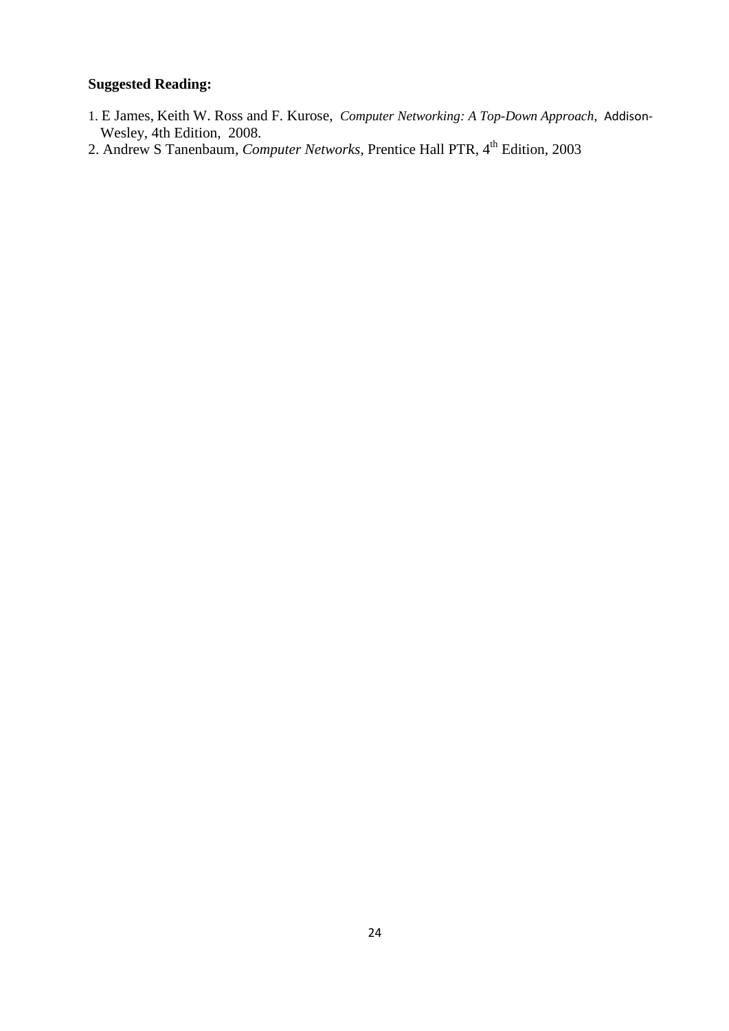**Suggested Reading:**

1. E James, Keith W. Ross and F. Kurose, *Computer Networking: A Top-Down Approach*, Addison-Wesley, 4th Edition, 2008.
2. Andrew S Tanenbaum, *Computer Networks*, Prentice Hall PTR, 4th Edition, 2003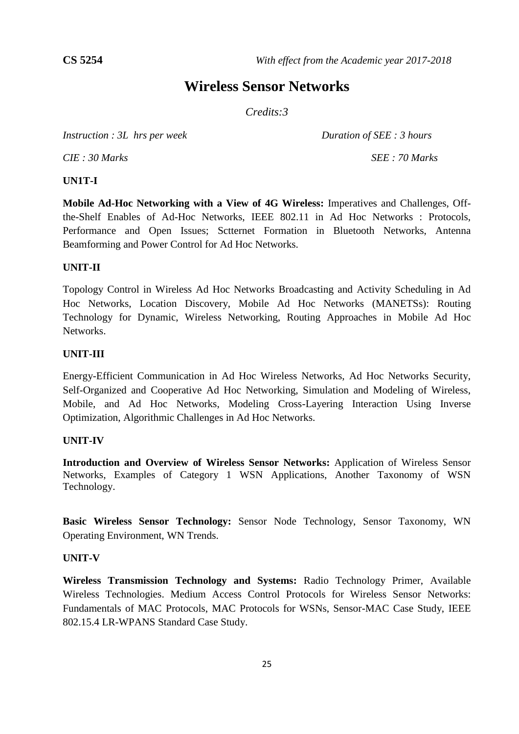**CS 5254** *With effect from the Academic year 2017-2018*

# Wireless Sensor Networks

*Credits:3*

*Instruction : 3L hrs per week* *Duration of SEE : 3 hours*

*CIE : 30 Marks* *SEE : 70 Marks*

**UN1T-I**

**Mobile Ad-Hoc Networking with a View of 4G Wireless:** Imperatives and Challenges, Off-the-Shelf Enables of Ad-Hoc Networks, IEEE 802.11 in Ad Hoc Networks : Protocols, Performance and Open Issues; Sctternet Formation in Bluetooth Networks, Antenna Beamforming and Power Control for Ad Hoc Networks.

**UNIT-II**

Topology Control in Wireless Ad Hoc Networks Broadcasting and Activity Scheduling in Ad Hoc Networks, Location Discovery, Mobile Ad Hoc Networks (MANETSs): Routing Technology for Dynamic, Wireless Networking, Routing Approaches in Mobile Ad Hoc Networks.

**UNIT-III**

Energy-Efficient Communication in Ad Hoc Wireless Networks, Ad Hoc Networks Security, Self-Organized and Cooperative Ad Hoc Networking, Simulation and Modeling of Wireless, Mobile, and Ad Hoc Networks, Modeling Cross-Layering Interaction Using Inverse Optimization, Algorithmic Challenges in Ad Hoc Networks.

**UNIT-IV**

**Introduction and Overview of Wireless Sensor Networks:** Application of Wireless Sensor Networks, Examples of Category 1 WSN Applications, Another Taxonomy of WSN Technology.

**Basic Wireless Sensor Technology:** Sensor Node Technology, Sensor Taxonomy, WN Operating Environment, WN Trends.

**UNIT-V**

**Wireless Transmission Technology and Systems:** Radio Technology Primer, Available Wireless Technologies. Medium Access Control Protocols for Wireless Sensor Networks: Fundamentals of MAC Protocols, MAC Protocols for WSNs, Sensor-MAC Case Study, IEEE 802.15.4 LR-WPANS Standard Case Study.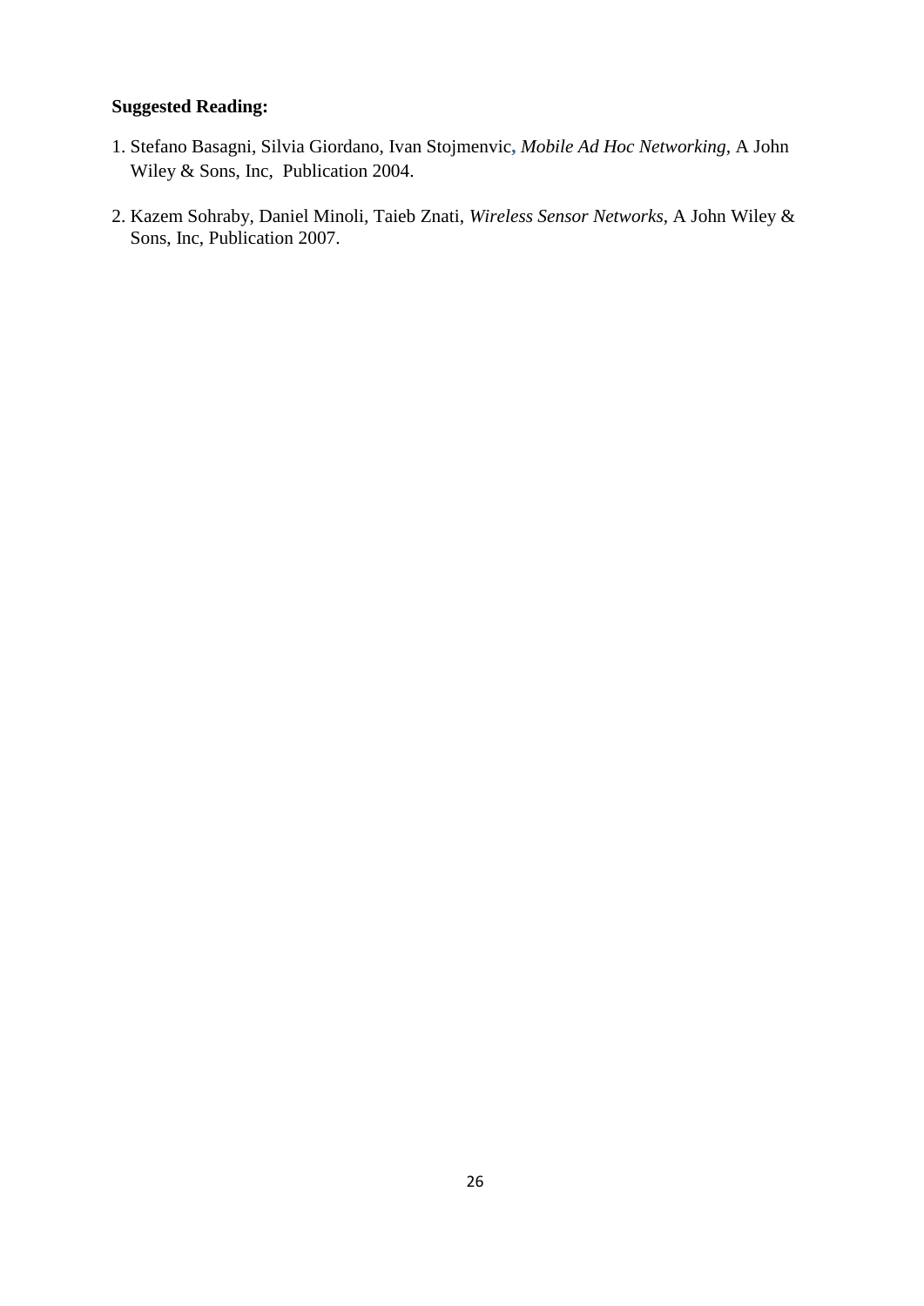**Suggested Reading:**

1. Stefano Basagni, Silvia Giordano, Ivan Stojmenvic, *Mobile Ad Hoc Networking*, A John Wiley & Sons, Inc, Publication 2004.

2. Kazem Sohraby, Daniel Minoli, Taieb Znati, *Wireless Sensor Networks*, A John Wiley & Sons, Inc, Publication 2007.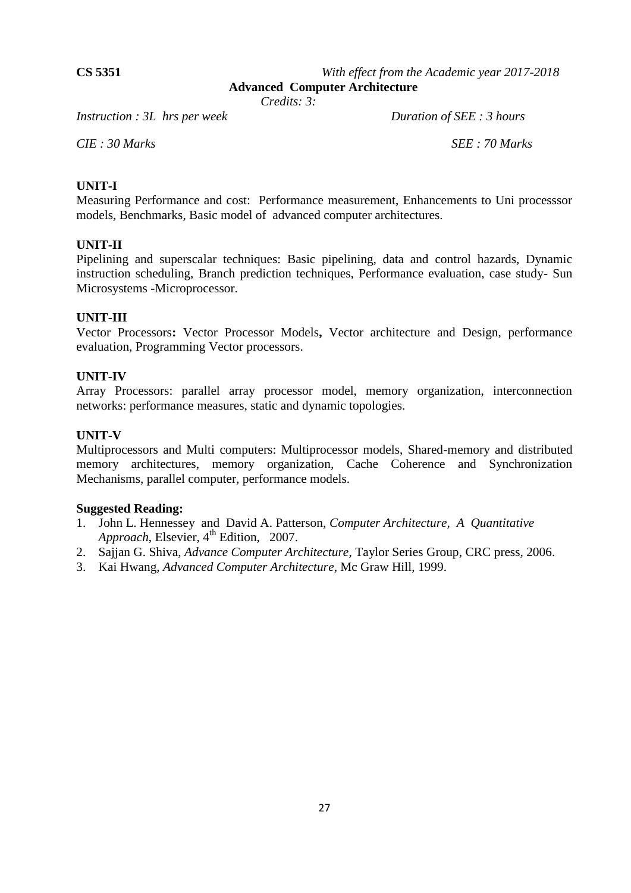**CS 5351** *With effect from the Academic year 2017-2018*

## Advanced Computer Architecture

*Credits: 3:*

*Instruction : 3L hrs per week* *Duration of SEE : 3 hours*

*CIE : 30 Marks* *SEE : 70 Marks*

### UNIT-I

Measuring Performance and cost: Performance measurement, Enhancements to Uni processsor models, Benchmarks, Basic model of advanced computer architectures.

### UNIT-II

Pipelining and superscalar techniques: Basic pipelining, data and control hazards, Dynamic instruction scheduling, Branch prediction techniques, Performance evaluation, case study- Sun Microsystems -Microprocessor.

### UNIT-III

Vector Processors**:** Vector Processor Models**,** Vector architecture and Design, performance evaluation, Programming Vector processors.

### UNIT-IV

Array Processors: parallel array processor model, memory organization, interconnection networks: performance measures, static and dynamic topologies.

### UNIT-V

Multiprocessors and Multi computers: Multiprocessor models, Shared-memory and distributed memory architectures, memory organization, Cache Coherence and Synchronization Mechanisms, parallel computer, performance models.

### Suggested Reading:

1. John L. Hennessey and David A. Patterson, *Computer Architecture, A Quantitative Approach*, Elsevier, 4th Edition, 2007.
2. Sajjan G. Shiva, *Advance Computer Architecture*, Taylor Series Group, CRC press, 2006.
3. Kai Hwang, *Advanced Computer Architecture*, Mc Graw Hill, 1999.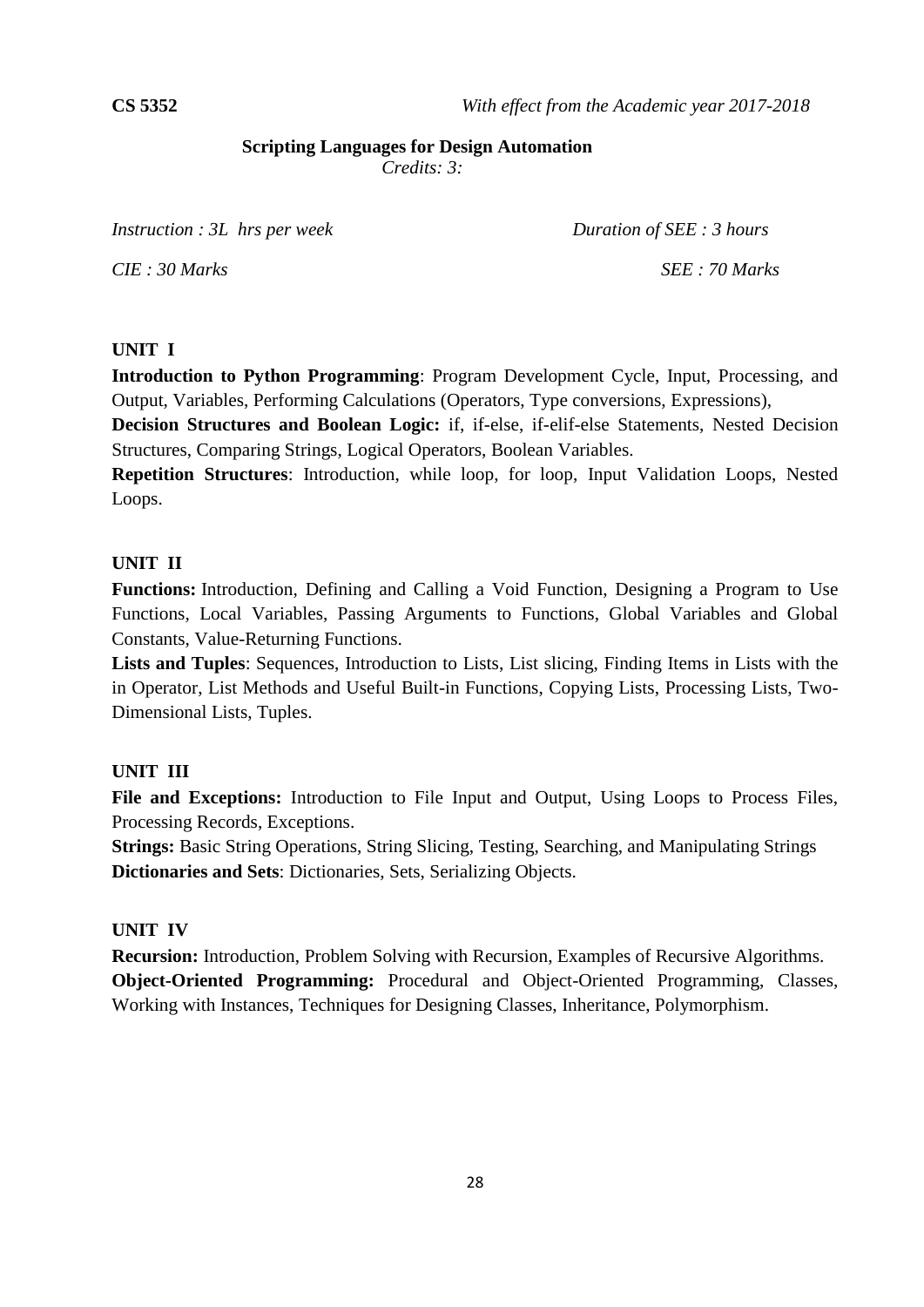**CS 5352** *With effect from the Academic year 2017-2018*

## Scripting Languages for Design Automation

*Credits: 3:*

*Instruction : 3L hrs per week* *Duration of SEE : 3 hours*

*CIE : 30 Marks* *SEE : 70 Marks*

### UNIT I

**Introduction to Python Programming**: Program Development Cycle, Input, Processing, and Output, Variables, Performing Calculations (Operators, Type conversions, Expressions),

**Decision Structures and Boolean Logic:** if, if-else, if-elif-else Statements, Nested Decision Structures, Comparing Strings, Logical Operators, Boolean Variables.

**Repetition Structures**: Introduction, while loop, for loop, Input Validation Loops, Nested Loops.

### UNIT II

**Functions:** Introduction, Defining and Calling a Void Function, Designing a Program to Use Functions, Local Variables, Passing Arguments to Functions, Global Variables and Global Constants, Value-Returning Functions.

**Lists and Tuples**: Sequences, Introduction to Lists, List slicing, Finding Items in Lists with the in Operator, List Methods and Useful Built-in Functions, Copying Lists, Processing Lists, Two-Dimensional Lists, Tuples.

### UNIT III

**File and Exceptions:** Introduction to File Input and Output, Using Loops to Process Files, Processing Records, Exceptions.

**Strings:** Basic String Operations, String Slicing, Testing, Searching, and Manipulating Strings

**Dictionaries and Sets**: Dictionaries, Sets, Serializing Objects.

### UNIT IV

**Recursion:** Introduction, Problem Solving with Recursion, Examples of Recursive Algorithms.

**Object-Oriented Programming:** Procedural and Object-Oriented Programming, Classes, Working with Instances, Techniques for Designing Classes, Inheritance, Polymorphism.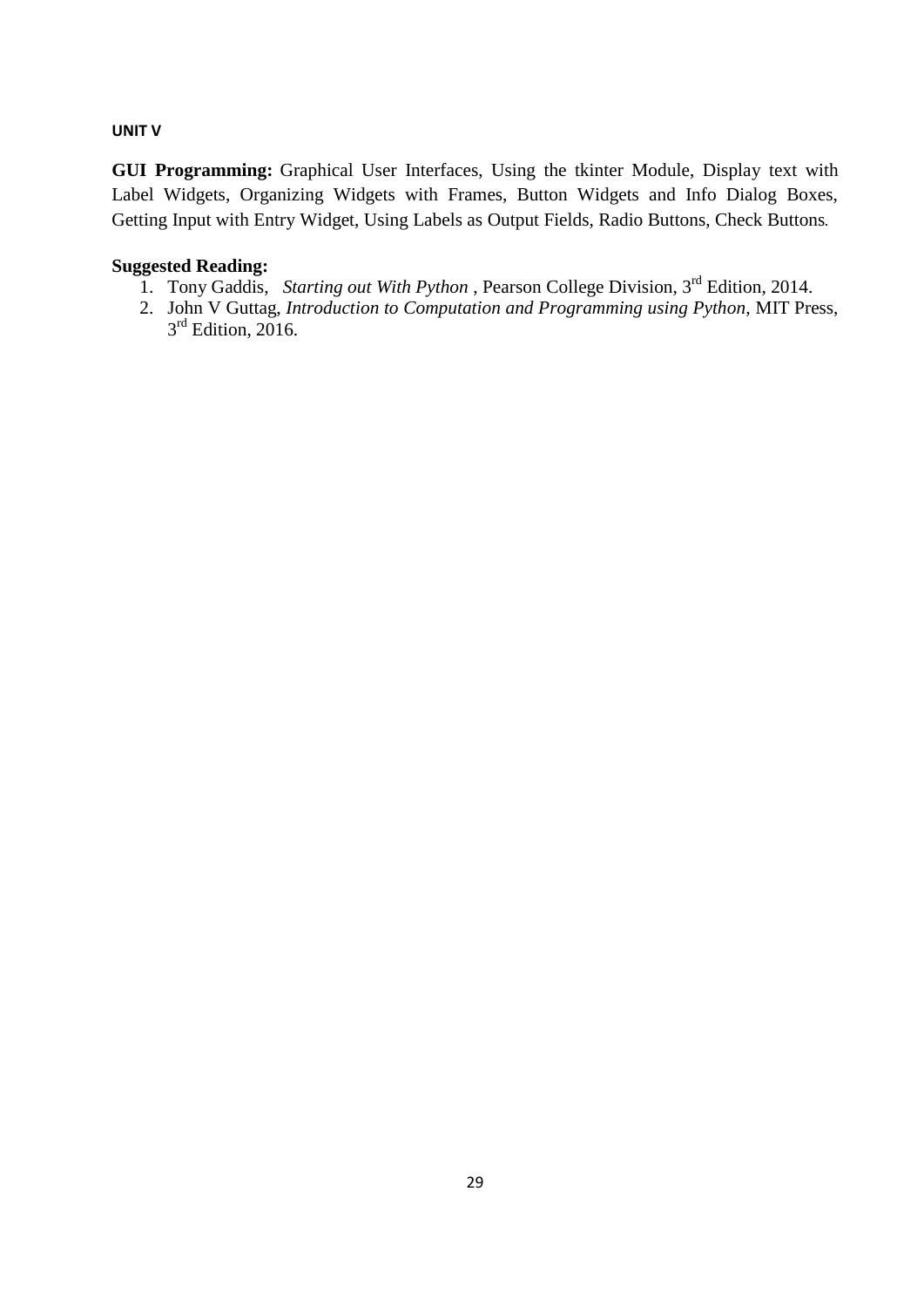#### UNIT V

**GUI Programming:** Graphical User Interfaces, Using the tkinter Module, Display text with Label Widgets, Organizing Widgets with Frames, Button Widgets and Info Dialog Boxes, Getting Input with Entry Widget, Using Labels as Output Fields, Radio Buttons, Check Buttons.

**Suggested Reading:**

1. Tony Gaddis, *Starting out With Python* , Pearson College Division, 3rd Edition, 2014.
2. John V Guttag, *Introduction to Computation and Programming using Python*, MIT Press, 3rd Edition, 2016.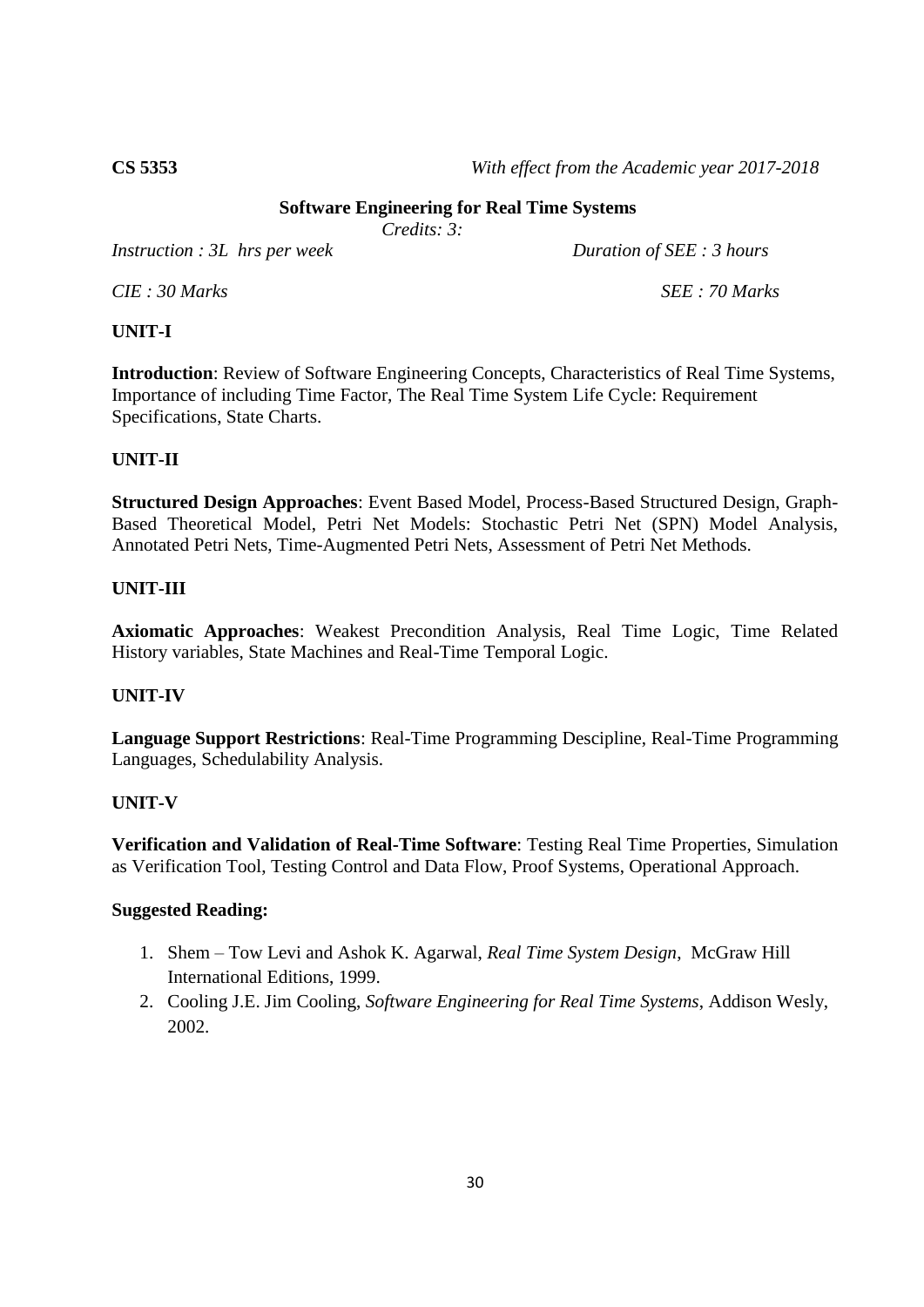**CS 5353** *With effect from the Academic year 2017-2018*

## Software Engineering for Real Time Systems

*Credits: 3:*

*Instruction : 3L hrs per week* *Duration of SEE : 3 hours*

*CIE : 30 Marks* *SEE : 70 Marks*

### UNIT-I

**Introduction**: Review of Software Engineering Concepts, Characteristics of Real Time Systems, Importance of including Time Factor, The Real Time System Life Cycle: Requirement Specifications, State Charts.

### UNIT-II

**Structured Design Approaches**: Event Based Model, Process-Based Structured Design, Graph-Based Theoretical Model, Petri Net Models: Stochastic Petri Net (SPN) Model Analysis, Annotated Petri Nets, Time-Augmented Petri Nets, Assessment of Petri Net Methods.

### UNIT-III

**Axiomatic Approaches**: Weakest Precondition Analysis, Real Time Logic, Time Related History variables, State Machines and Real-Time Temporal Logic.

### UNIT-IV

**Language Support Restrictions**: Real-Time Programming Descipline, Real-Time Programming Languages, Schedulability Analysis.

### UNIT-V

**Verification and Validation of Real-Time Software**: Testing Real Time Properties, Simulation as Verification Tool, Testing Control and Data Flow, Proof Systems, Operational Approach.

### Suggested Reading:

1. Shem – Tow Levi and Ashok K. Agarwal, *Real Time System Design*, McGraw Hill International Editions, 1999.
2. Cooling J.E. Jim Cooling, *Software Engineering for Real Time Systems*, Addison Wesly, 2002.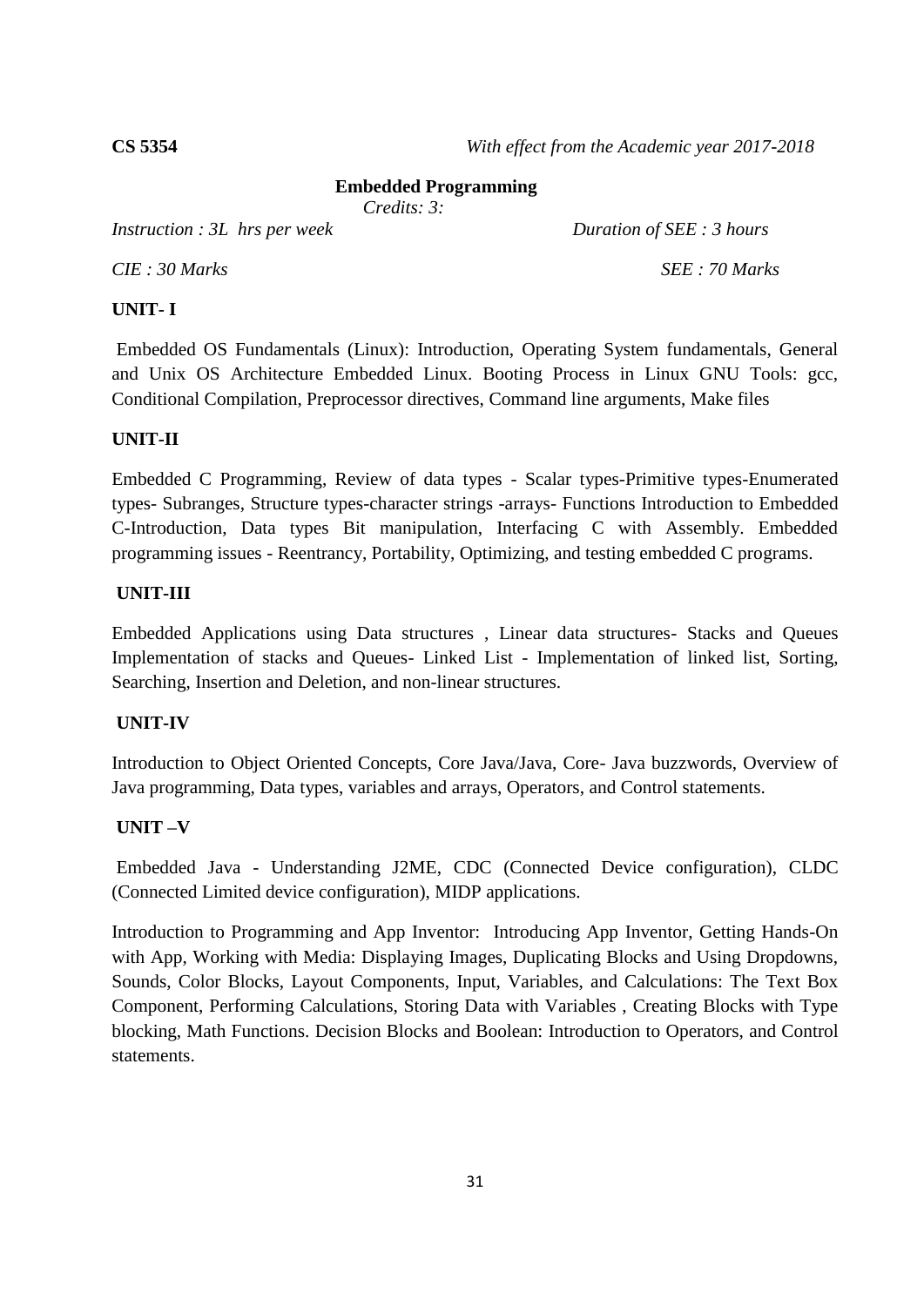**CS 5354** *With effect from the Academic year 2017-2018*

## Embedded Programming

*Credits: 3:*

*Instruction : 3L hrs per week* *Duration of SEE : 3 hours*

*CIE : 30 Marks* *SEE : 70 Marks*

### UNIT- I

Embedded OS Fundamentals (Linux): Introduction, Operating System fundamentals, General and Unix OS Architecture Embedded Linux. Booting Process in Linux GNU Tools: gcc, Conditional Compilation, Preprocessor directives, Command line arguments, Make files

### UNIT-II

Embedded C Programming, Review of data types - Scalar types-Primitive types-Enumerated types- Subranges, Structure types-character strings -arrays- Functions Introduction to Embedded C-Introduction, Data types Bit manipulation, Interfacing C with Assembly. Embedded programming issues - Reentrancy, Portability, Optimizing, and testing embedded C programs.

### UNIT-III

Embedded Applications using Data structures , Linear data structures- Stacks and Queues Implementation of stacks and Queues- Linked List - Implementation of linked list, Sorting, Searching, Insertion and Deletion, and non-linear structures.

### UNIT-IV

Introduction to Object Oriented Concepts, Core Java/Java, Core- Java buzzwords, Overview of Java programming, Data types, variables and arrays, Operators, and Control statements.

### UNIT –V

Embedded Java - Understanding J2ME, CDC (Connected Device configuration), CLDC (Connected Limited device configuration), MIDP applications.

Introduction to Programming and App Inventor: Introducing App Inventor, Getting Hands-On with App, Working with Media: Displaying Images, Duplicating Blocks and Using Dropdowns, Sounds, Color Blocks, Layout Components, Input, Variables, and Calculations: The Text Box Component, Performing Calculations, Storing Data with Variables , Creating Blocks with Type blocking, Math Functions. Decision Blocks and Boolean: Introduction to Operators, and Control statements.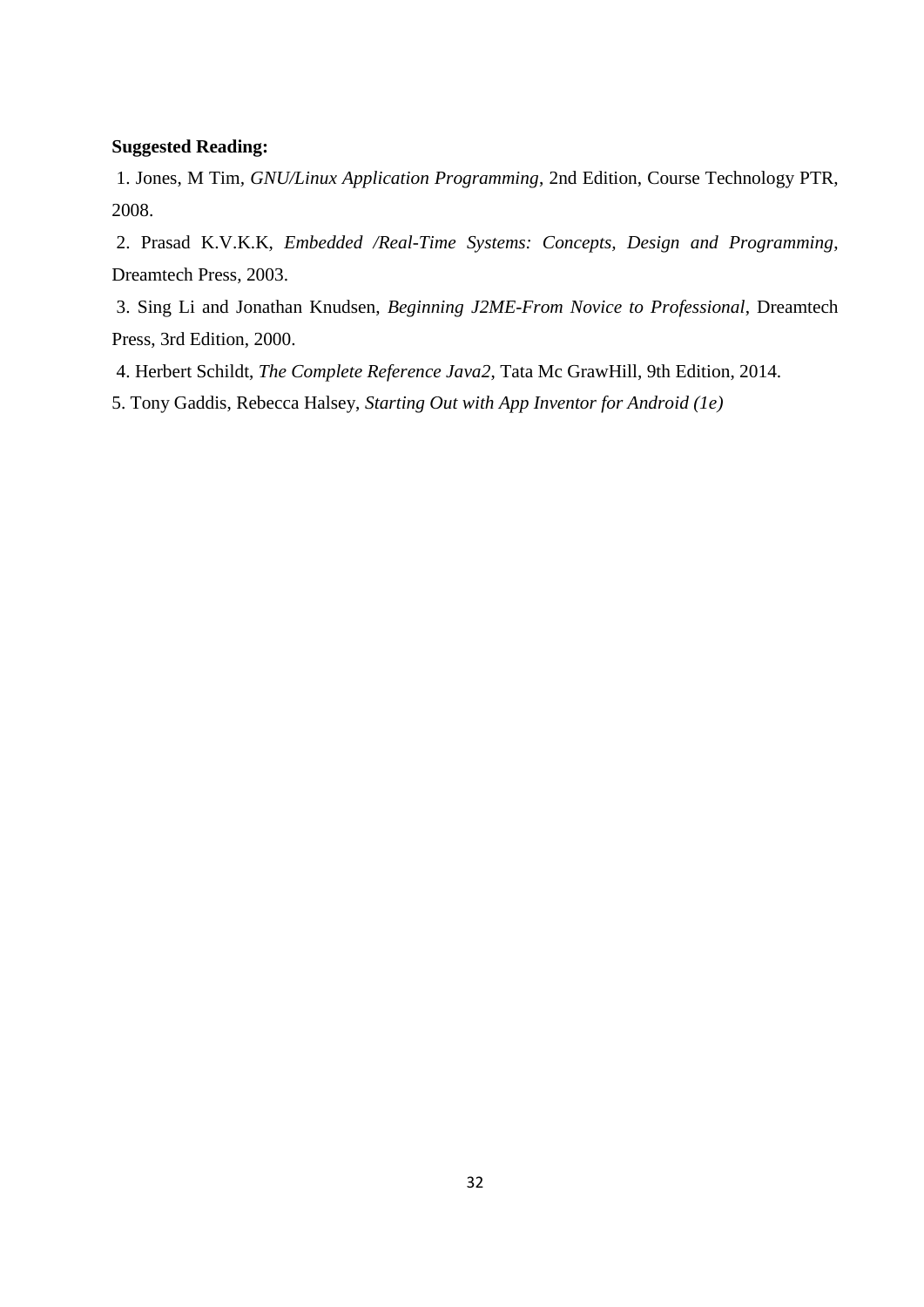**Suggested Reading:**

1. Jones, M Tim, *GNU/Linux Application Programming*, 2nd Edition, Course Technology PTR, 2008.

2. Prasad K.V.K.K, *Embedded /Real-Time Systems: Concepts, Design and Programming*, Dreamtech Press, 2003.

3. Sing Li and Jonathan Knudsen, *Beginning J2ME-From Novice to Professional*, Dreamtech Press, 3rd Edition, 2000.

4. Herbert Schildt, *The Complete Reference Java2*, Tata Mc GrawHill, 9th Edition, 2014.

5. Tony Gaddis, Rebecca Halsey, *Starting Out with App Inventor for Android (1e)*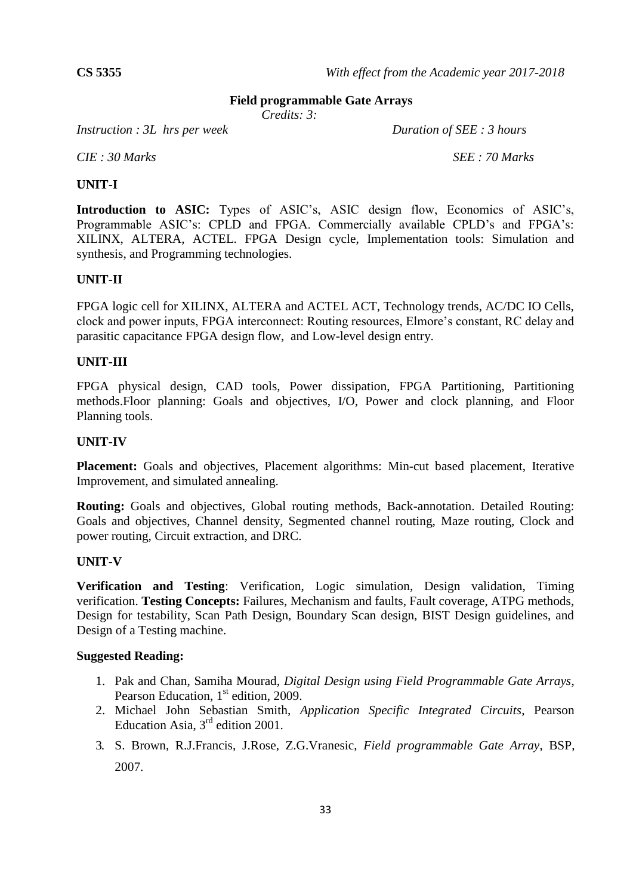**CS 5355** *With effect from the Academic year 2017-2018*

## Field programmable Gate Arrays

*Credits: 3:*

*Instruction : 3L hrs per week* *Duration of SEE : 3 hours*

*CIE : 30 Marks* *SEE : 70 Marks*

### UNIT-I

**Introduction to ASIC:** Types of ASIC's, ASIC design flow, Economics of ASIC's, Programmable ASIC's: CPLD and FPGA. Commercially available CPLD's and FPGA's: XILINX, ALTERA, ACTEL. FPGA Design cycle, Implementation tools: Simulation and synthesis, and Programming technologies.

### UNIT-II

FPGA logic cell for XILINX, ALTERA and ACTEL ACT, Technology trends, AC/DC IO Cells, clock and power inputs, FPGA interconnect: Routing resources, Elmore's constant, RC delay and parasitic capacitance FPGA design flow, and Low-level design entry.

### UNIT-III

FPGA physical design, CAD tools, Power dissipation, FPGA Partitioning, Partitioning methods.Floor planning: Goals and objectives, I/O, Power and clock planning, and Floor Planning tools.

### UNIT-IV

**Placement:** Goals and objectives, Placement algorithms: Min-cut based placement, Iterative Improvement, and simulated annealing.

**Routing:** Goals and objectives, Global routing methods, Back-annotation. Detailed Routing: Goals and objectives, Channel density, Segmented channel routing, Maze routing, Clock and power routing, Circuit extraction, and DRC.

### UNIT-V

**Verification and Testing**: Verification, Logic simulation, Design validation, Timing verification. **Testing Concepts:** Failures, Mechanism and faults, Fault coverage, ATPG methods, Design for testability, Scan Path Design, Boundary Scan design, BIST Design guidelines, and Design of a Testing machine.

### Suggested Reading:

1. Pak and Chan, Samiha Mourad, *Digital Design using Field Programmable Gate Arrays*, Pearson Education, 1st edition, 2009.
2. Michael John Sebastian Smith, *Application Specific Integrated Circuits*, Pearson Education Asia, 3rd edition 2001.
3. S. Brown, R.J.Francis, J.Rose, Z.G.Vranesic, *Field programmable Gate Array*, BSP, 2007.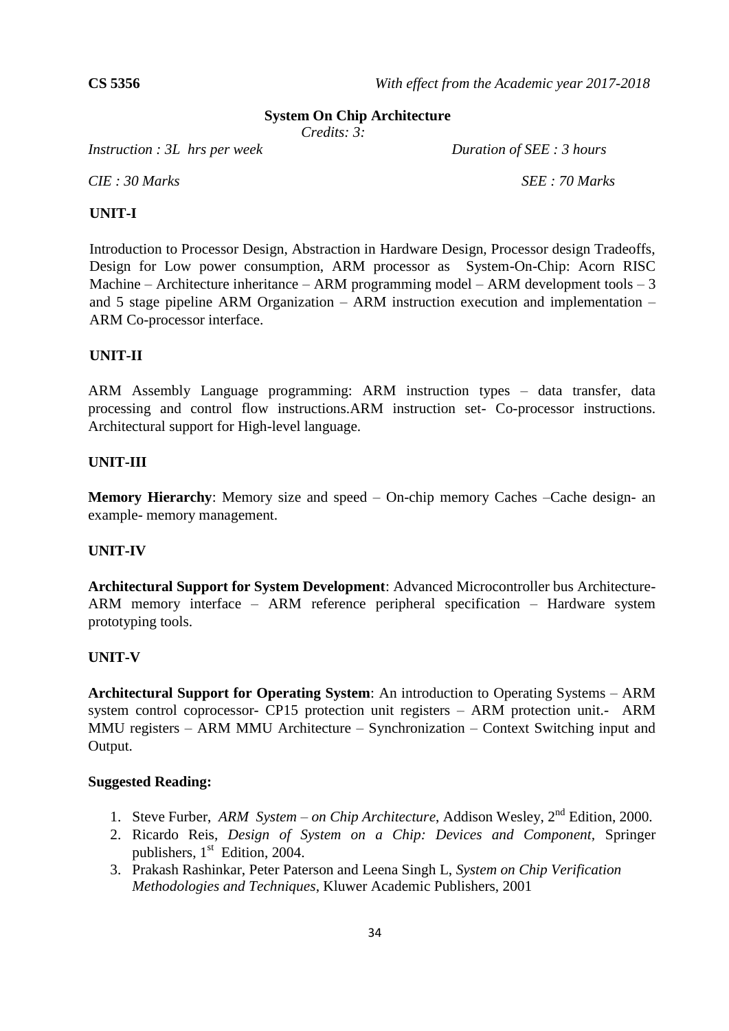**CS 5356** *With effect from the Academic year 2017-2018*

## System On Chip Architecture

*Credits: 3:*

*Instruction : 3L hrs per week* *Duration of SEE : 3 hours*

*CIE : 30 Marks* *SEE : 70 Marks*

### UNIT-I

Introduction to Processor Design, Abstraction in Hardware Design, Processor design Tradeoffs, Design for Low power consumption, ARM processor as System-On-Chip: Acorn RISC Machine – Architecture inheritance – ARM programming model – ARM development tools – 3 and 5 stage pipeline ARM Organization – ARM instruction execution and implementation – ARM Co-processor interface.

### UNIT-II

ARM Assembly Language programming: ARM instruction types – data transfer, data processing and control flow instructions.ARM instruction set- Co-processor instructions. Architectural support for High-level language.

### UNIT-III

**Memory Hierarchy**: Memory size and speed – On-chip memory Caches –Cache design- an example- memory management.

### UNIT-IV

**Architectural Support for System Development**: Advanced Microcontroller bus Architecture- ARM memory interface – ARM reference peripheral specification – Hardware system prototyping tools.

### UNIT-V

**Architectural Support for Operating System**: An introduction to Operating Systems – ARM system control coprocessor- CP15 protection unit registers – ARM protection unit.- ARM MMU registers – ARM MMU Architecture – Synchronization – Context Switching input and Output.

### Suggested Reading:

1. Steve Furber, *ARM System – on Chip Architecture*, Addison Wesley, 2nd Edition, 2000.
2. Ricardo Reis, *Design of System on a Chip: Devices and Component*, Springer publishers, 1st Edition, 2004.
3. Prakash Rashinkar, Peter Paterson and Leena Singh L, *System on Chip Verification Methodologies and Techniques*, Kluwer Academic Publishers, 2001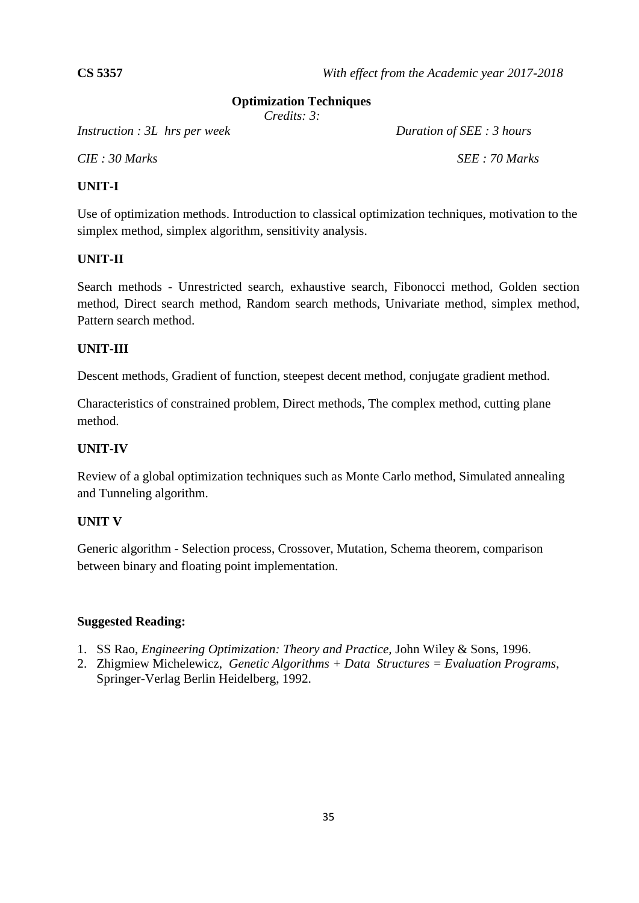**CS 5357** *With effect from the Academic year 2017-2018*

## Optimization Techniques

*Credits: 3:*

*Instruction : 3L hrs per week* *Duration of SEE : 3 hours*

*CIE : 30 Marks* *SEE : 70 Marks*

### UNIT-I

Use of optimization methods. Introduction to classical optimization techniques, motivation to the simplex method, simplex algorithm, sensitivity analysis.

### UNIT-II

Search methods - Unrestricted search, exhaustive search, Fibonocci method, Golden section method, Direct search method, Random search methods, Univariate method, simplex method, Pattern search method.

### UNIT-III

Descent methods, Gradient of function, steepest decent method, conjugate gradient method.

Characteristics of constrained problem, Direct methods, The complex method, cutting plane method.

### UNIT-IV

Review of a global optimization techniques such as Monte Carlo method, Simulated annealing and Tunneling algorithm.

### UNIT V

Generic algorithm - Selection process, Crossover, Mutation, Schema theorem, comparison between binary and floating point implementation.

### Suggested Reading:

1. SS Rao, *Engineering Optimization: Theory and Practice,* John Wiley & Sons, 1996.
2. Zhigmiew Michelewicz, *Genetic Algorithms + Data Structures = Evaluation Programs*, Springer-Verlag Berlin Heidelberg, 1992.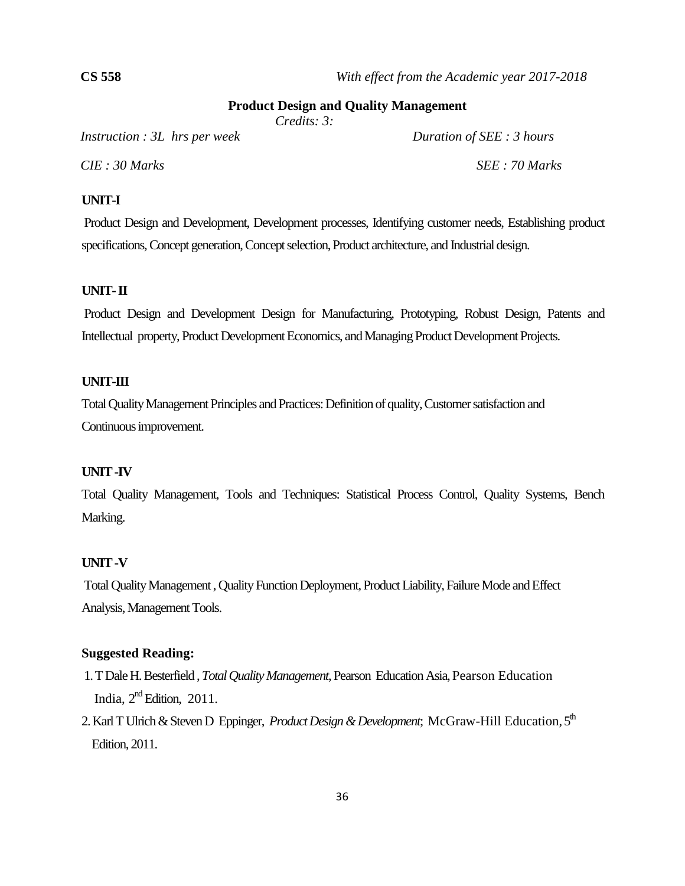**CS 558** *With effect from the Academic year 2017-2018*

## Product Design and Quality Management

*Credits: 3:*

*Instruction : 3L hrs per week* *Duration of SEE : 3 hours*

*CIE : 30 Marks* *SEE : 70 Marks*

**UNIT-I**

Product Design and Development, Development processes, Identifying customer needs, Establishing product specifications, Concept generation, Concept selection, Product architecture, and Industrial design.

**UNIT- II**

Product Design and Development Design for Manufacturing, Prototyping, Robust Design, Patents and Intellectual property, Product Development Economics, and Managing Product Development Projects.

**UNIT-III**

Total Quality Management Principles and Practices: Definition of quality, Customer satisfaction and Continuous improvement.

**UNIT -IV**

Total Quality Management, Tools and Techniques: Statistical Process Control, Quality Systems, Bench Marking.

**UNIT -V**

Total Quality Management , Quality Function Deployment, Product Liability, Failure Mode and Effect Analysis, Management Tools.

**Suggested Reading:**

1. T Dale H. Besterfield , *Total Quality Management*, Pearson Education Asia, Pearson Education India, 2nd Edition, 2011.
2. Karl T Ulrich & Steven D Eppinger, *Product Design & Development*; McGraw-Hill Education, 5th Edition, 2011.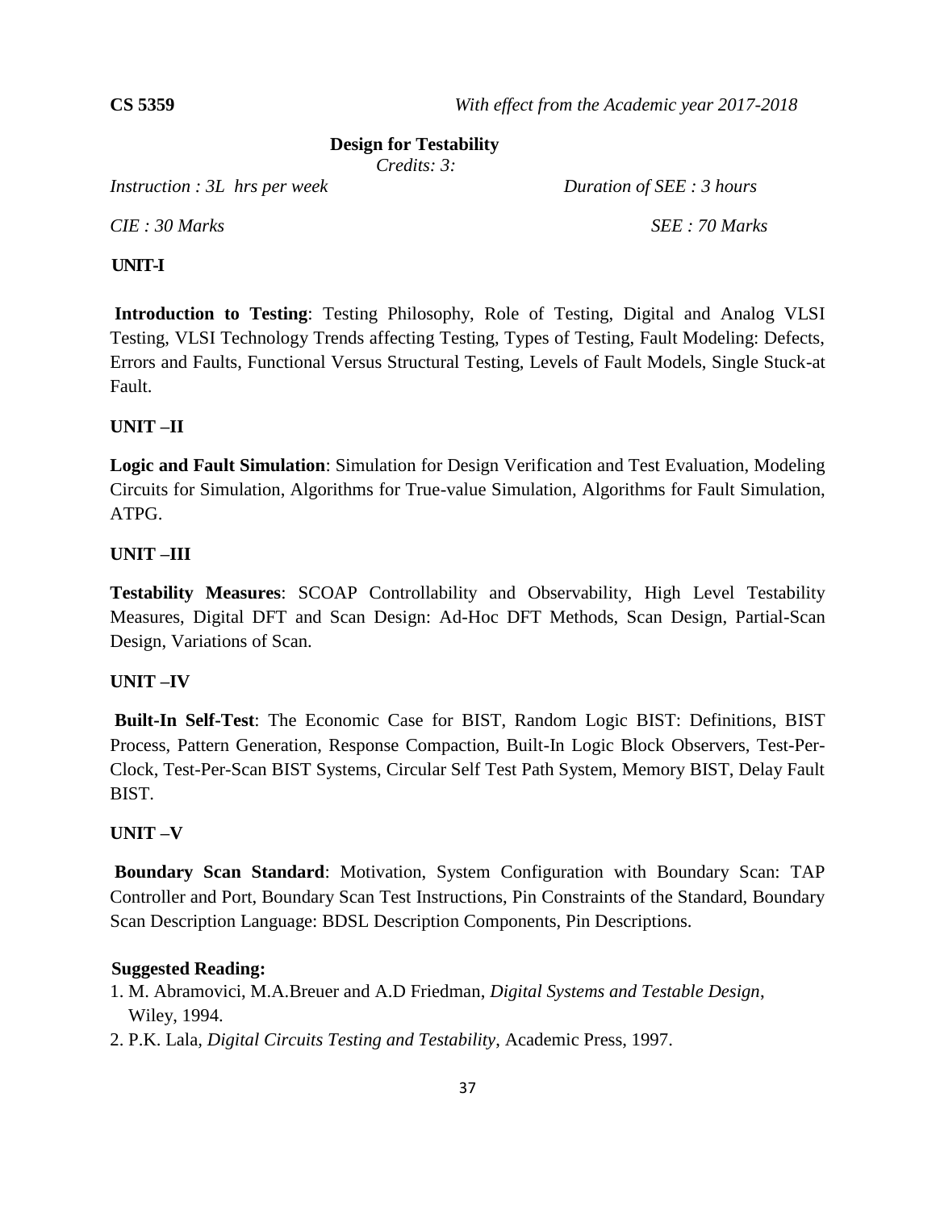**CS 5359** *With effect from the Academic year 2017-2018*

## Design for Testability

*Credits: 3:*

*Instruction : 3L hrs per week* *Duration of SEE : 3 hours*

*CIE : 30 Marks* *SEE : 70 Marks*

**UNIT-I**

**Introduction to Testing**: Testing Philosophy, Role of Testing, Digital and Analog VLSI Testing, VLSI Technology Trends affecting Testing, Types of Testing, Fault Modeling: Defects, Errors and Faults, Functional Versus Structural Testing, Levels of Fault Models, Single Stuck-at Fault.

**UNIT –II**

**Logic and Fault Simulation**: Simulation for Design Verification and Test Evaluation, Modeling Circuits for Simulation, Algorithms for True-value Simulation, Algorithms for Fault Simulation, ATPG.

**UNIT –III**

**Testability Measures**: SCOAP Controllability and Observability, High Level Testability Measures, Digital DFT and Scan Design: Ad-Hoc DFT Methods, Scan Design, Partial-Scan Design, Variations of Scan.

**UNIT –IV**

**Built-In Self-Test**: The Economic Case for BIST, Random Logic BIST: Definitions, BIST Process, Pattern Generation, Response Compaction, Built-In Logic Block Observers, Test-Per-Clock, Test-Per-Scan BIST Systems, Circular Self Test Path System, Memory BIST, Delay Fault BIST.

**UNIT –V**

**Boundary Scan Standard**: Motivation, System Configuration with Boundary Scan: TAP Controller and Port, Boundary Scan Test Instructions, Pin Constraints of the Standard, Boundary Scan Description Language: BDSL Description Components, Pin Descriptions.

**Suggested Reading:**

1. M. Abramovici, M.A.Breuer and A.D Friedman, *Digital Systems and Testable Design*, Wiley, 1994.
2. P.K. Lala, *Digital Circuits Testing and Testability*, Academic Press, 1997.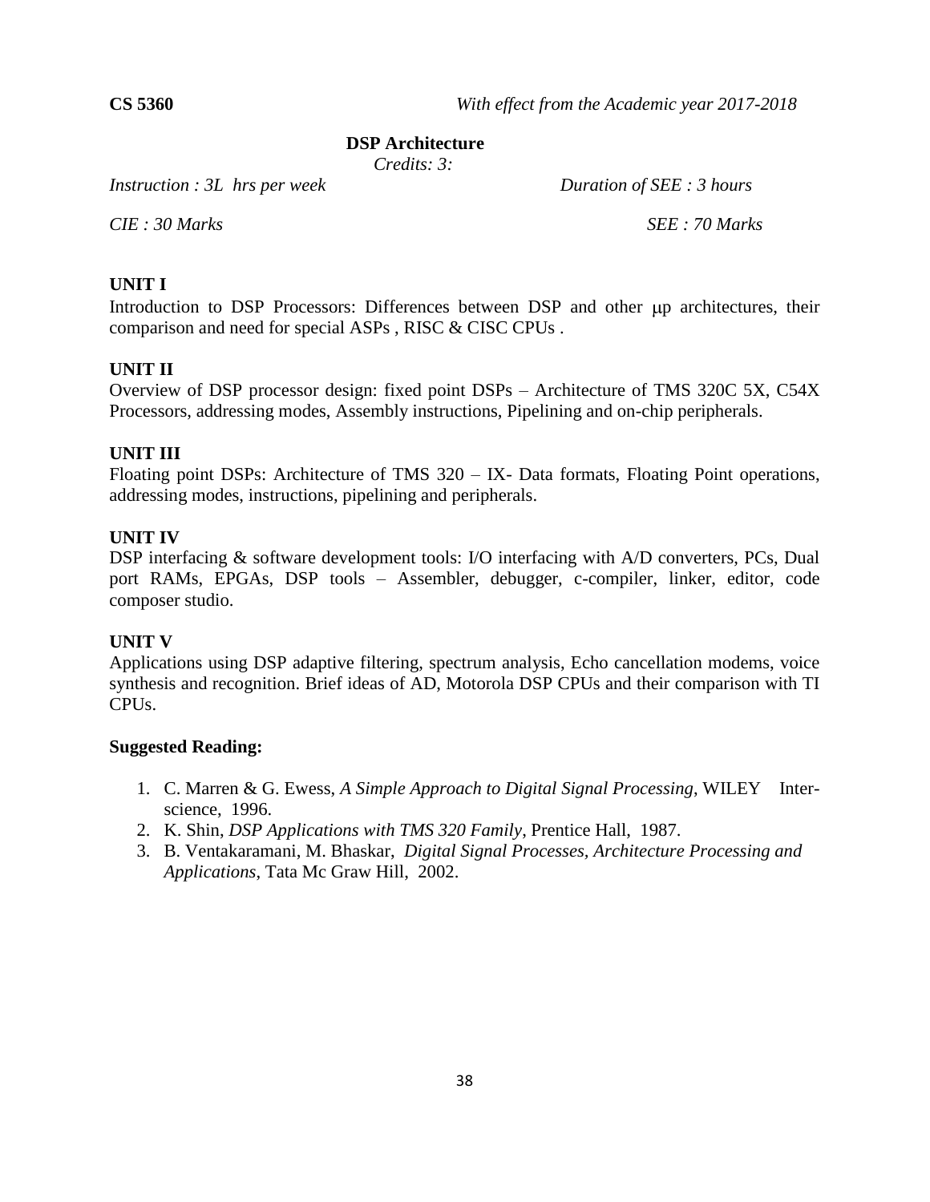**CS 5360** *With effect from the Academic year 2017-2018*

## DSP Architecture

*Credits: 3:*

*Instruction : 3L hrs per week* *Duration of SEE : 3 hours*

*CIE : 30 Marks* *SEE : 70 Marks*

### UNIT I

Introduction to DSP Processors: Differences between DSP and other μp architectures, their comparison and need for special ASPs , RISC & CISC CPUs .

### UNIT II

Overview of DSP processor design: fixed point DSPs – Architecture of TMS 320C 5X, C54X Processors, addressing modes, Assembly instructions, Pipelining and on-chip peripherals.

### UNIT III

Floating point DSPs: Architecture of TMS 320 – IX- Data formats, Floating Point operations, addressing modes, instructions, pipelining and peripherals.

### UNIT IV

DSP interfacing & software development tools: I/O interfacing with A/D converters, PCs, Dual port RAMs, EPGAs, DSP tools – Assembler, debugger, c-compiler, linker, editor, code composer studio.

### UNIT V

Applications using DSP adaptive filtering, spectrum analysis, Echo cancellation modems, voice synthesis and recognition. Brief ideas of AD, Motorola DSP CPUs and their comparison with TI CPUs.

### Suggested Reading:

1. C. Marren & G. Ewess, *A Simple Approach to Digital Signal Processing*, WILEY Inter-science, 1996.
2. K. Shin, *DSP Applications with TMS 320 Family*, Prentice Hall, 1987.
3. B. Ventakaramani, M. Bhaskar, *Digital Signal Processes, Architecture Processing and Applications*, Tata Mc Graw Hill, 2002.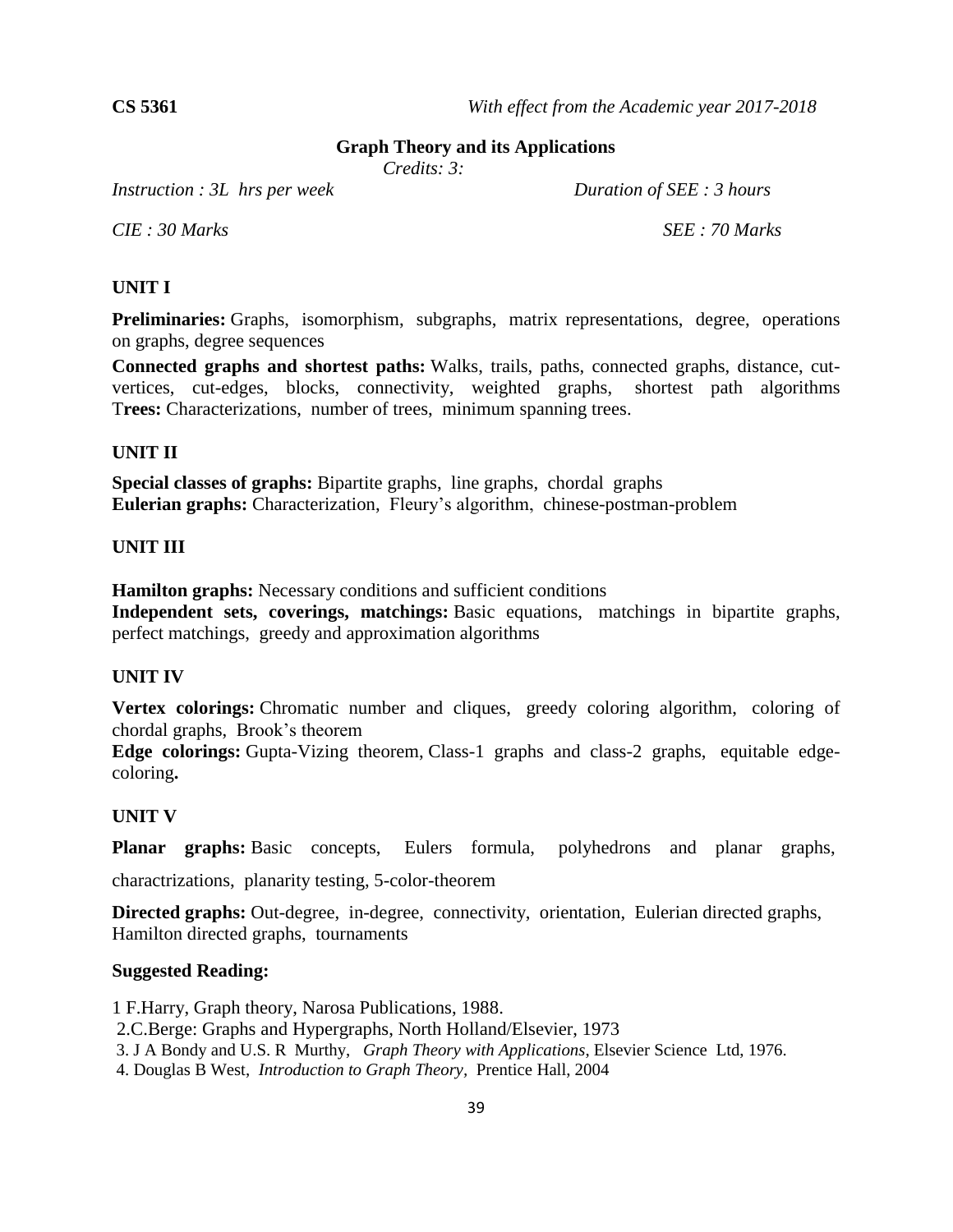**CS 5361** *With effect from the Academic year 2017-2018*

## Graph Theory and its Applications

*Credits: 3:*

*Instruction : 3L hrs per week* *Duration of SEE : 3 hours*

*CIE : 30 Marks* *SEE : 70 Marks*

### UNIT I

**Preliminaries:** Graphs, isomorphism, subgraphs, matrix representations, degree, operations on graphs, degree sequences

**Connected graphs and shortest paths:** Walks, trails, paths, connected graphs, distance, cut-vertices, cut-edges, blocks, connectivity, weighted graphs, shortest path algorithms **Trees:** Characterizations, number of trees, minimum spanning trees.

### UNIT II

**Special classes of graphs:** Bipartite graphs, line graphs, chordal graphs
**Eulerian graphs:** Characterization, Fleury's algorithm, chinese-postman-problem

### UNIT III

**Hamilton graphs:** Necessary conditions and sufficient conditions
**Independent sets, coverings, matchings:** Basic equations, matchings in bipartite graphs, perfect matchings, greedy and approximation algorithms

### UNIT IV

**Vertex colorings:** Chromatic number and cliques, greedy coloring algorithm, coloring of chordal graphs, Brook's theorem

**Edge colorings:** Gupta-Vizing theorem, Class-1 graphs and class-2 graphs, equitable edge-coloring**.**

### UNIT V

**Planar graphs:** Basic concepts, Eulers formula, polyhedrons and planar graphs, charactrizations, planarity testing, 5-color-theorem

**Directed graphs:** Out-degree, in-degree, connectivity, orientation, Eulerian directed graphs, Hamilton directed graphs, tournaments

### Suggested Reading:

1 F.Harry, Graph theory, Narosa Publications, 1988.
2.C.Berge: Graphs and Hypergraphs, North Holland/Elsevier, 1973
3. J A Bondy and U.S. R Murthy, *Graph Theory with Applications*, Elsevier Science Ltd, 1976.
4. Douglas B West, *Introduction to Graph Theory*, Prentice Hall, 2004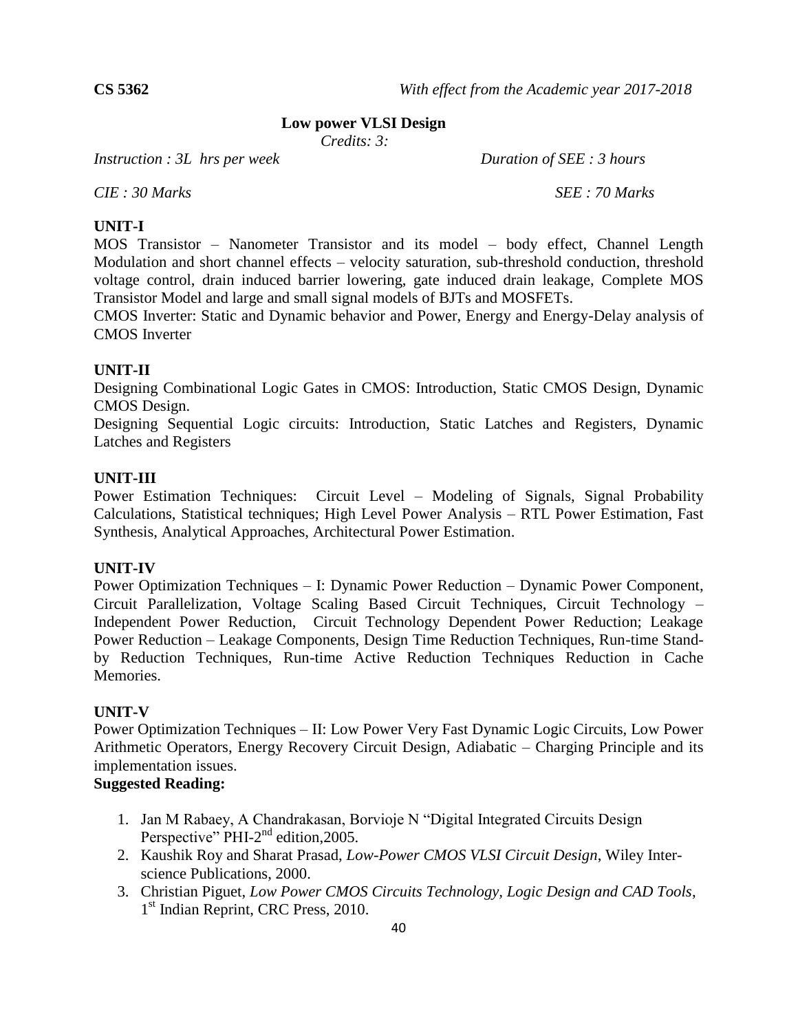**CS 5362** *With effect from the Academic year 2017-2018*

# Low power VLSI Design

*Credits: 3:*

*Instruction : 3L hrs per week* *Duration of SEE : 3 hours*

*CIE : 30 Marks* *SEE : 70 Marks*

## UNIT-I

MOS Transistor – Nanometer Transistor and its model – body effect, Channel Length Modulation and short channel effects – velocity saturation, sub-threshold conduction, threshold voltage control, drain induced barrier lowering, gate induced drain leakage, Complete MOS Transistor Model and large and small signal models of BJTs and MOSFETs.

CMOS Inverter: Static and Dynamic behavior and Power, Energy and Energy-Delay analysis of CMOS Inverter

## UNIT-II

Designing Combinational Logic Gates in CMOS: Introduction, Static CMOS Design, Dynamic CMOS Design.

Designing Sequential Logic circuits: Introduction, Static Latches and Registers, Dynamic Latches and Registers

## UNIT-III

Power Estimation Techniques: Circuit Level – Modeling of Signals, Signal Probability Calculations, Statistical techniques; High Level Power Analysis – RTL Power Estimation, Fast Synthesis, Analytical Approaches, Architectural Power Estimation.

## UNIT-IV

Power Optimization Techniques – I: Dynamic Power Reduction – Dynamic Power Component, Circuit Parallelization, Voltage Scaling Based Circuit Techniques, Circuit Technology – Independent Power Reduction, Circuit Technology Dependent Power Reduction; Leakage Power Reduction – Leakage Components, Design Time Reduction Techniques, Run-time Stand-by Reduction Techniques, Run-time Active Reduction Techniques Reduction in Cache Memories.

## UNIT-V

Power Optimization Techniques – II: Low Power Very Fast Dynamic Logic Circuits, Low Power Arithmetic Operators, Energy Recovery Circuit Design, Adiabatic – Charging Principle and its implementation issues.

**Suggested Reading:**

1. Jan M Rabaey, A Chandrakasan, Borvioje N "Digital Integrated Circuits Design Perspective" PHI-2nd edition,2005.
2. Kaushik Roy and Sharat Prasad, *Low-Power CMOS VLSI Circuit Design*, Wiley Inter-science Publications, 2000.
3. Christian Piguet, *Low Power CMOS Circuits Technology, Logic Design and CAD Tools*, 1st Indian Reprint, CRC Press, 2010.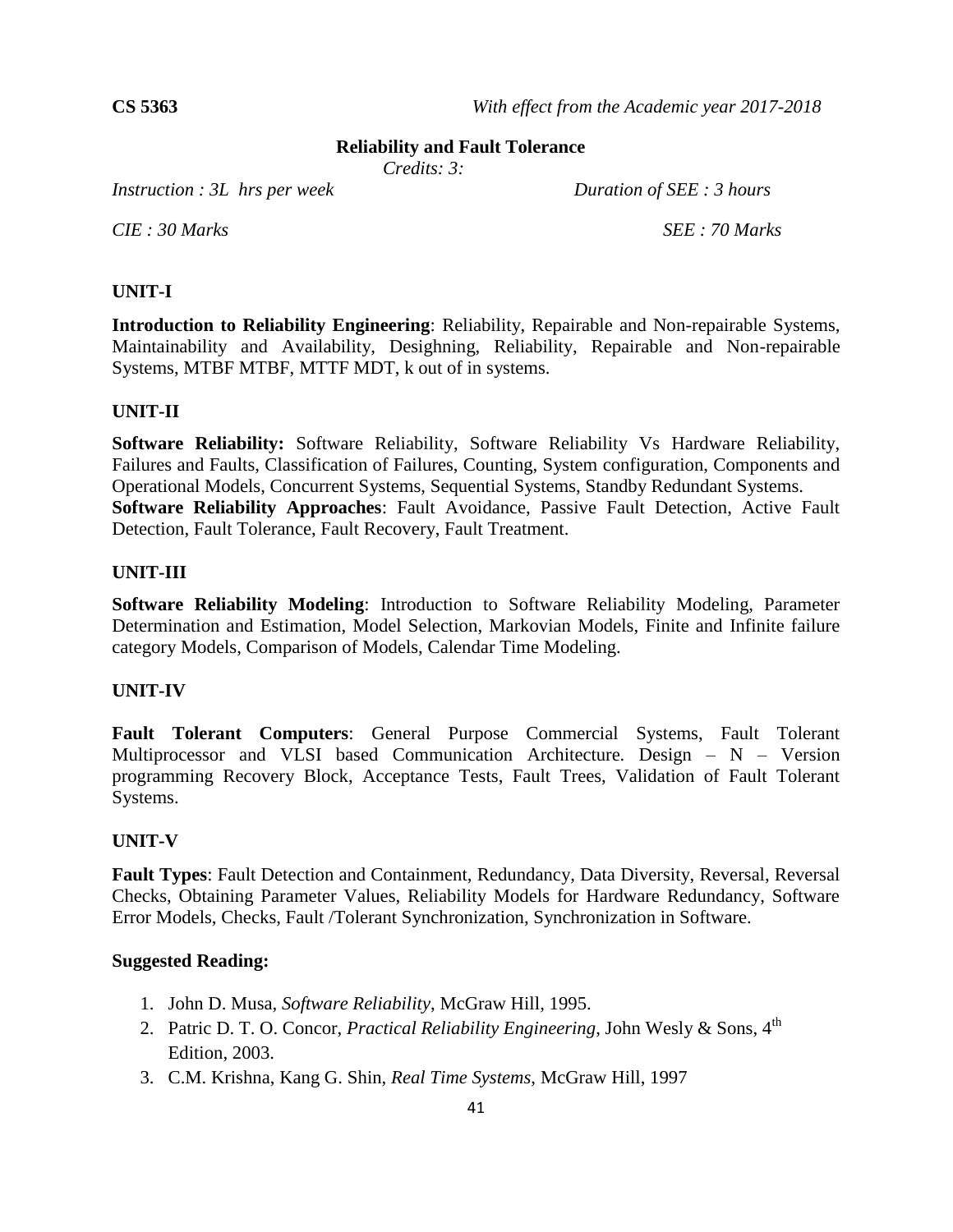**CS 5363** *With effect from the Academic year 2017-2018*

## Reliability and Fault Tolerance

*Credits: 3:*

*Instruction : 3L hrs per week* *Duration of SEE : 3 hours*

*CIE : 30 Marks* *SEE : 70 Marks*

### UNIT-I

**Introduction to Reliability Engineering**: Reliability, Repairable and Non-repairable Systems, Maintainability and Availability, Desighning, Reliability, Repairable and Non-repairable Systems, MTBF MTBF, MTTF MDT, k out of in systems.

### UNIT-II

**Software Reliability:** Software Reliability, Software Reliability Vs Hardware Reliability, Failures and Faults, Classification of Failures, Counting, System configuration, Components and Operational Models, Concurrent Systems, Sequential Systems, Standby Redundant Systems.
**Software Reliability Approaches**: Fault Avoidance, Passive Fault Detection, Active Fault Detection, Fault Tolerance, Fault Recovery, Fault Treatment.

### UNIT-III

**Software Reliability Modeling**: Introduction to Software Reliability Modeling, Parameter Determination and Estimation, Model Selection, Markovian Models, Finite and Infinite failure category Models, Comparison of Models, Calendar Time Modeling.

### UNIT-IV

**Fault Tolerant Computers**: General Purpose Commercial Systems, Fault Tolerant Multiprocessor and VLSI based Communication Architecture. Design – N – Version programming Recovery Block, Acceptance Tests, Fault Trees, Validation of Fault Tolerant Systems.

### UNIT-V

**Fault Types**: Fault Detection and Containment, Redundancy, Data Diversity, Reversal, Reversal Checks, Obtaining Parameter Values, Reliability Models for Hardware Redundancy, Software Error Models, Checks, Fault /Tolerant Synchronization, Synchronization in Software.

### Suggested Reading:

1. John D. Musa, *Software Reliability*, McGraw Hill, 1995.
2. Patric D. T. O. Concor, *Practical Reliability Engineering*, John Wesly & Sons, 4th Edition, 2003.
3. C.M. Krishna, Kang G. Shin, *Real Time Systems*, McGraw Hill, 1997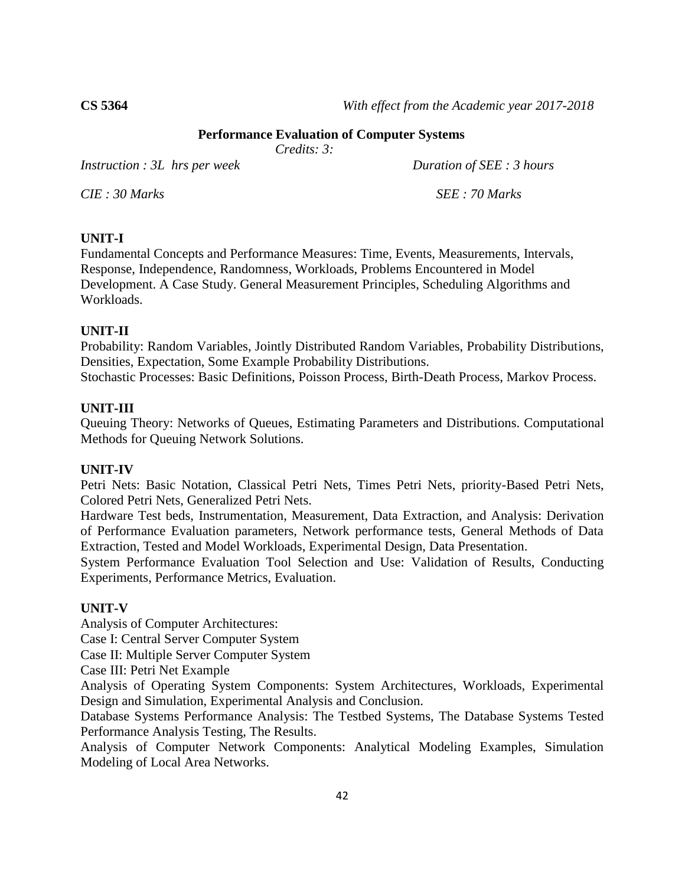**CS 5364** *With effect from the Academic year 2017-2018*

## Performance Evaluation of Computer Systems

*Credits: 3:*

*Instruction : 3L hrs per week* *Duration of SEE : 3 hours*

*CIE : 30 Marks* *SEE : 70 Marks*

### UNIT-I

Fundamental Concepts and Performance Measures: Time, Events, Measurements, Intervals, Response, Independence, Randomness, Workloads, Problems Encountered in Model Development. A Case Study. General Measurement Principles, Scheduling Algorithms and Workloads.

### UNIT-II

Probability: Random Variables, Jointly Distributed Random Variables, Probability Distributions, Densities, Expectation, Some Example Probability Distributions.

Stochastic Processes: Basic Definitions, Poisson Process, Birth-Death Process, Markov Process.

### UNIT-III

Queuing Theory: Networks of Queues, Estimating Parameters and Distributions. Computational Methods for Queuing Network Solutions.

### UNIT-IV

Petri Nets: Basic Notation, Classical Petri Nets, Times Petri Nets, priority-Based Petri Nets, Colored Petri Nets, Generalized Petri Nets.

Hardware Test beds, Instrumentation, Measurement, Data Extraction, and Analysis: Derivation of Performance Evaluation parameters, Network performance tests, General Methods of Data Extraction, Tested and Model Workloads, Experimental Design, Data Presentation.

System Performance Evaluation Tool Selection and Use: Validation of Results, Conducting Experiments, Performance Metrics, Evaluation.

### UNIT-V

Analysis of Computer Architectures:

Case I: Central Server Computer System

Case II: Multiple Server Computer System

Case III: Petri Net Example

Analysis of Operating System Components: System Architectures, Workloads, Experimental Design and Simulation, Experimental Analysis and Conclusion.

Database Systems Performance Analysis: The Testbed Systems, The Database Systems Tested Performance Analysis Testing, The Results.

Analysis of Computer Network Components: Analytical Modeling Examples, Simulation Modeling of Local Area Networks.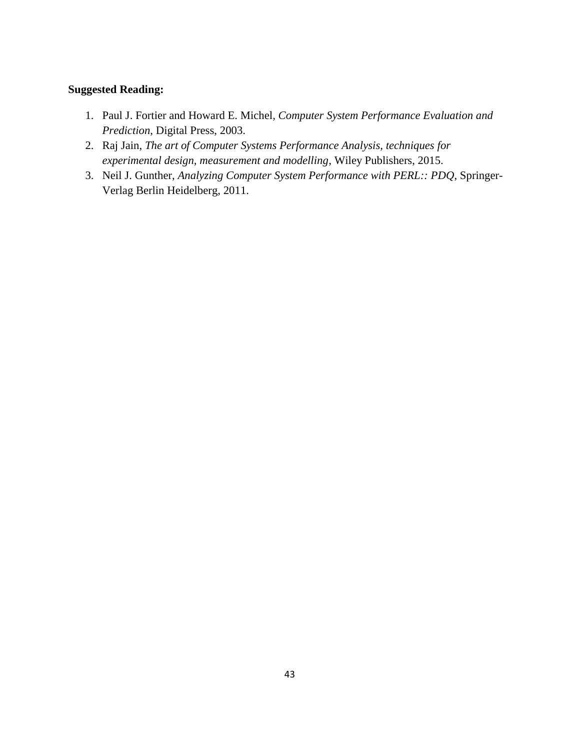**Suggested Reading:**

1. Paul J. Fortier and Howard E. Michel, *Computer System Performance Evaluation and Prediction*, Digital Press, 2003.
2. Raj Jain, *The art of Computer Systems Performance Analysis, techniques for experimental design, measurement and modelling*, Wiley Publishers, 2015.
3. Neil J. Gunther, *Analyzing Computer System Performance with PERL:: PDQ*, Springer-Verlag Berlin Heidelberg, 2011.